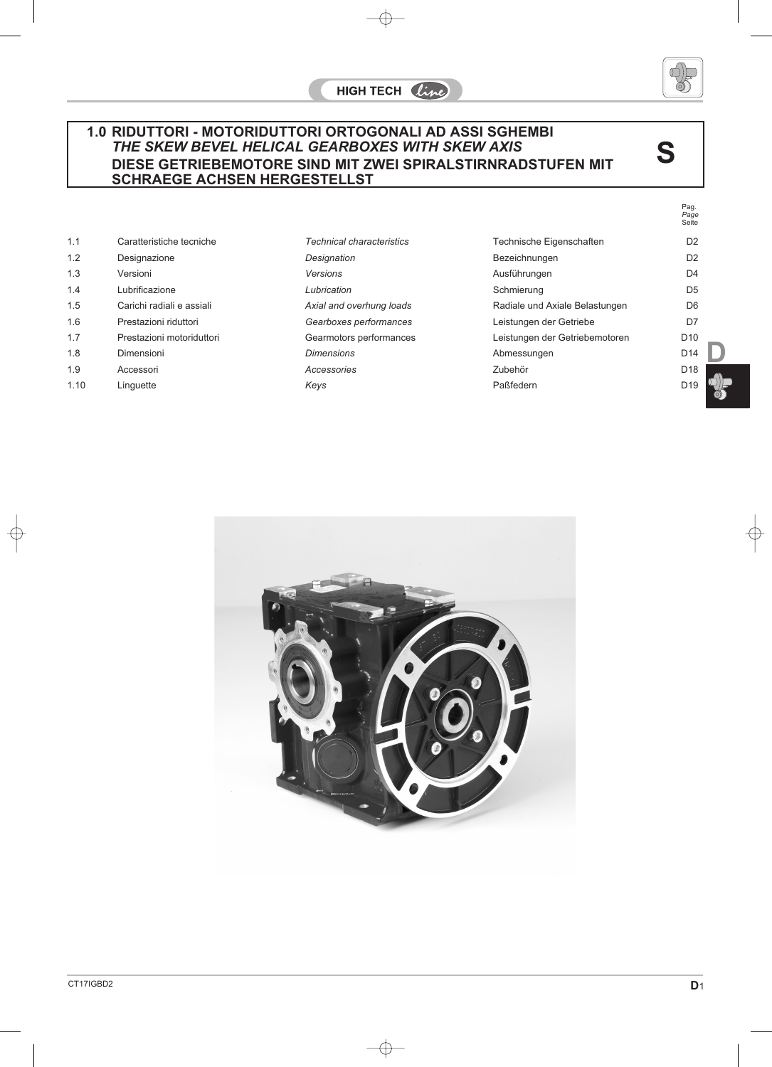# 1.0 RIDUTTORI - MOTORIDUTTORI ORTOGONALI AD ASSI SGHEMBI
## *THE SKEW BEVEL HELICAL GEARBOXES WITH SKEW AXIS*
## DIESE GETRIEBEMOTORE SIND MIT ZWEI SPIRALSTIRNRADSTUFEN MIT SCHRAEGE ACHSEN HERGESTELLST

**S**

| | | | | Pag. *Page* Seite |
|---|---|---|---|---|
| 1.1 | Caratteristiche tecniche | *Technical characteristics* | Technische Eigenschaften | D2 |
| 1.2 | Designazione | *Designation* | Bezeichnungen | D2 |
| 1.3 | Versioni | *Versions* | Ausführungen | D4 |
| 1.4 | Lubrificazione | *Lubrication* | Schmierung | D5 |
| 1.5 | Carichi radiali e assiali | *Axial and overhung loads* | Radiale und Axiale Belastungen | D6 |
| 1.6 | Prestazioni riduttori | *Gearboxes performances* | Leistungen der Getriebe | D7 |
| 1.7 | Prestazioni motoriduttori | Gearmotors performances | Leistungen der Getriebemotoren | D10 |
| 1.8 | Dimensioni | *Dimensions* | Abmessungen | D14 |
| 1.9 | Accessori | *Accessories* | Zubehör | D18 |
| 1.10 | Linguette | *Keys* | Paßfedern | D19 |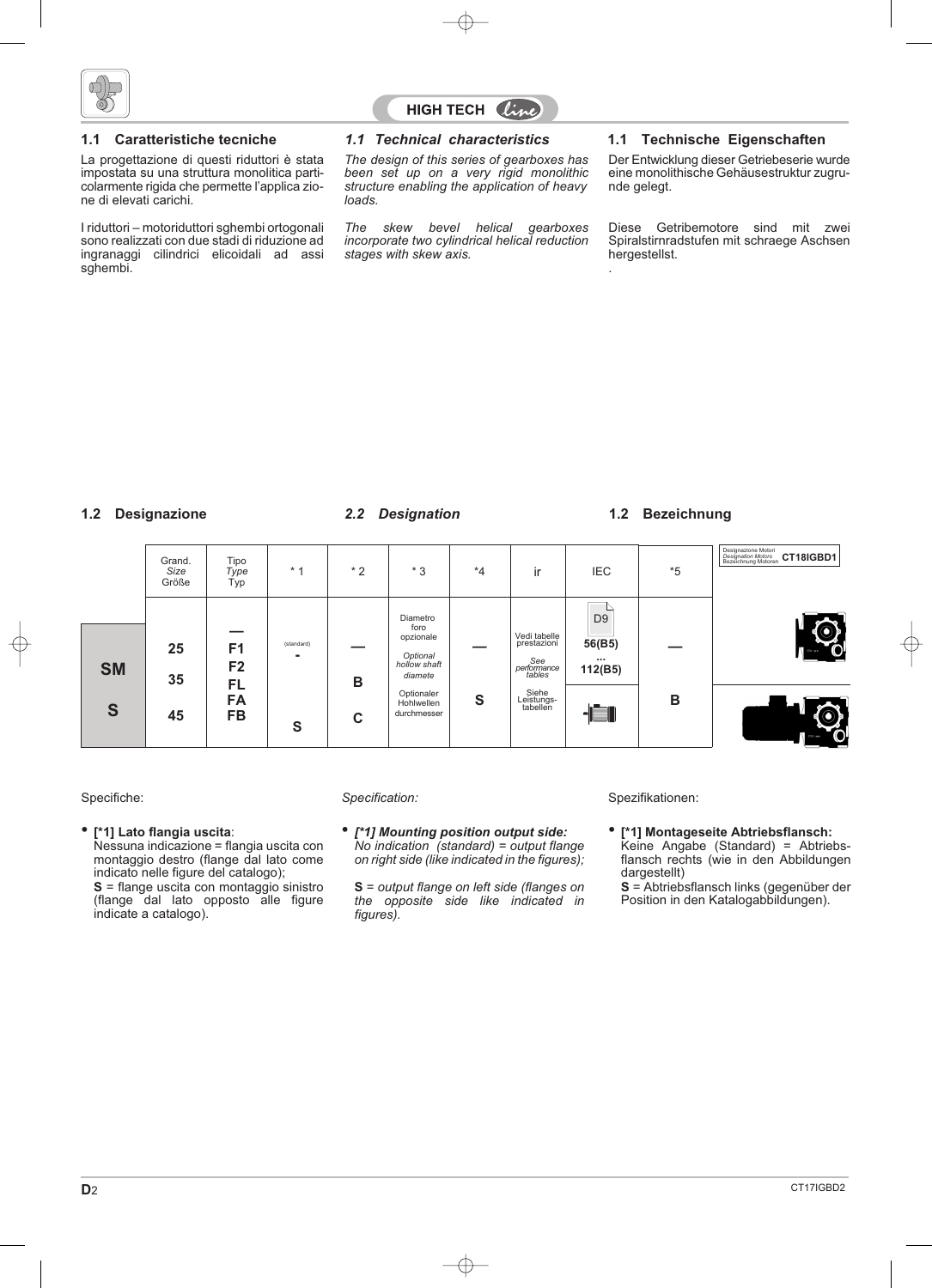## 1.1 Caratteristiche tecniche

La progettazione di questi riduttori è stata impostata su una struttura monolitica particolarmente rigida che permette l'applica zione di elevati carichi.

I riduttori – motoriduttori sghembi ortogonali sono realizzati con due stadi di riduzione ad ingranaggi cilindrici elicoidali ad assi sghembi.

## *1.1 Technical characteristics*

*The design of this series of gearboxes has been set up on a very rigid monolithic structure enabling the application of heavy loads.*

*The skew bevel helical gearboxes incorporate two cylindrical helical reduction stages with skew axis.*

## 1.1 Technische Eigenschaften

Der Entwicklung dieser Getriebeserie wurde eine monolithische Gehäusestruktur zugrunde gelegt.

Diese Getribemotore sind mit zwei Spiralstirnradstufen mit schraege Aschsen hergestellst.

## 1.2 Designazione

## *2.2 Designation*

## 1.2 Bezeichnung

| | Grand. *Size* Größe | Tipo *Type* Typ | * 1 | * 2 | * 3 | *4 | ir | IEC | *5 | Designazione Motori *Designation Motors* Bezeichnung Motoren CT18IGBD1 |
|---|---|---|---|---|---|---|---|---|---|---|
| SM | 25 | — F1 F2 | (standard) - | — | Diametro foro opzionale *Optional hollow shaft diamete* Optionaler Hohlwellen durchmesser | — | Vedi tabelle prestazioni *See performance tables* Siehe Leistungs-tabellen | D9 56(B5) ... 112(B5) | — | |
| S | 35 45 | FL FA FB | S | B C | | S | | | B | |

Specifiche:

- **[*1] Lato flangia uscita**:
  Nessuna indicazione = flangia uscita con montaggio destro (flange dal lato come indicato nelle figure del catalogo);
  **S** = flange uscita con montaggio sinistro (flange dal lato opposto alle figure indicate a catalogo).

*Specification:*

- ***[*1] Mounting position output side:***
  *No indication (standard) = output flange on right side (like indicated in the figures);*

  ***S** = output flange on left side (flanges on the opposite side like indicated in figures).*

Spezifikationen:

- **[*1] Montageseite Abtriebsflansch:**
  Keine Angabe (Standard) = Abtriebsflansch rechts (wie in den Abbildungen dargestellt)
  **S** = Abtriebsflansch links (gegenüber der Position in den Katalogabbildungen).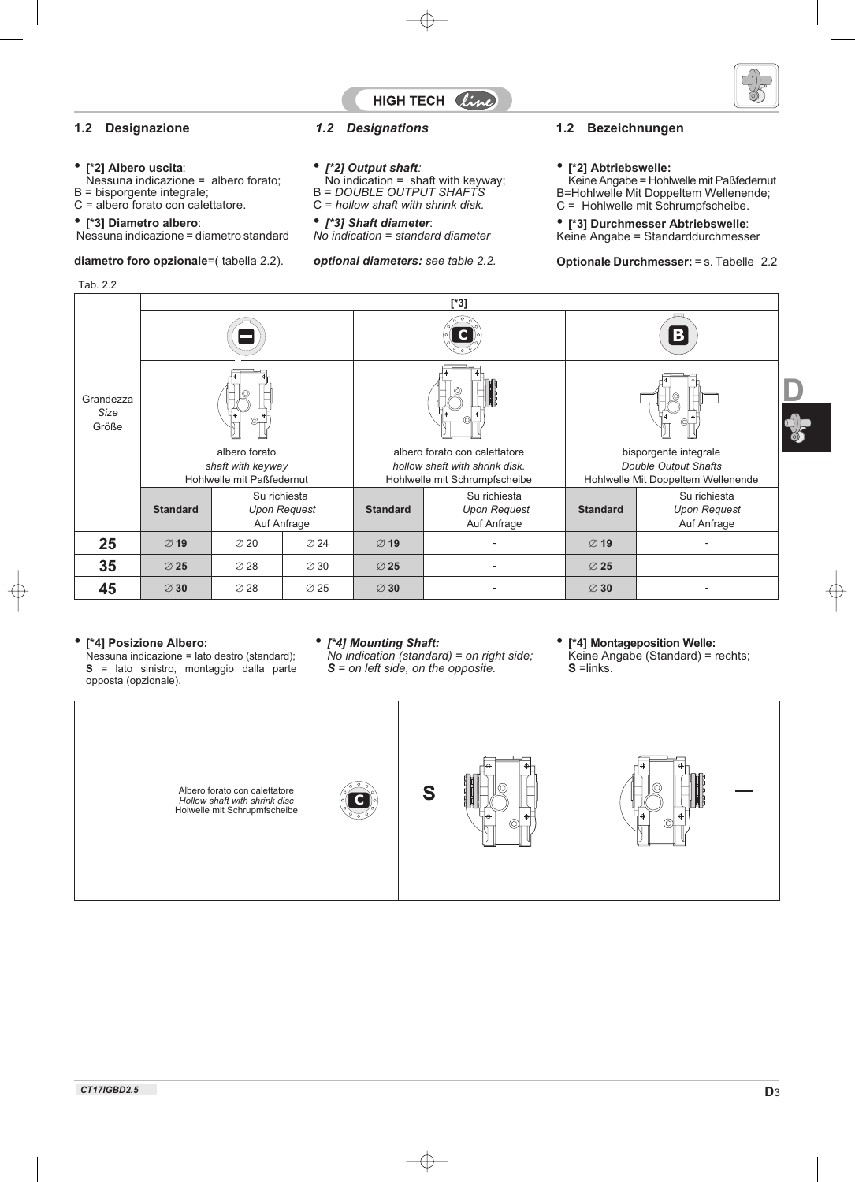## 1.2 Designazione

- **[*2] Albero uscita**:
  Nessuna indicazione = albero forato;
  B = bisporgente integrale;
  C = albero forato con calettatore.
- **[*3] Diametro albero**:
  Nessuna indicazione = diametro standard

**diametro foro opzionale**=( tabella 2.2).

## *1.2 Designations*

- ***[*2] Output shaft**:*
  No indication = shaft with keyway;
  B = *DOUBLE OUTPUT SHAFTS*
  C = *hollow shaft with shrink disk.*
- ***[*3] Shaft diameter**:*
  *No indication = standard diameter*

***optional diameters:** see table 2.2.*

## 1.2 Bezeichnungen

- **[*2] Abtriebswelle:**
  Keine Angabe = Hohlwelle mit Paßfedernut
  B=Hohlwelle Mit Doppeltem Wellenende;
  C = Hohlwelle mit Schrumpfscheibe.
- **[*3] Durchmesser Abtriebswelle**:
  Keine Angabe = Standarddurchmesser

**Optionale Durchmesser:** = s. Tabelle 2.2

Tab. 2.2

| Grandezza *Size* Größe | [*3] | | | | | | |
|---|---|---|---|---|---|---|---|
| | **—** | | | **C** | | **B** | |
| | albero forato *shaft with keyway* Hohlwelle mit Paßfedernut | | | albero forato con calettatore *hollow shaft with shrink disk.* Hohlwelle mit Schrumpfscheibe | | bisporgente integrale *Double Output Shafts* Hohlwelle Mit Doppeltem Wellenende | |
| | **Standard** | Su richiesta *Upon Request* Auf Anfrage | | **Standard** | Su richiesta *Upon Request* Auf Anfrage | **Standard** | Su richiesta *Upon Request* Auf Anfrage |
| **25** | **∅ 19** | ∅ 20 | ∅ 24 | **∅ 19** | - | **∅ 19** | - |
| **35** | **∅ 25** | ∅ 28 | ∅ 30 | **∅ 25** | - | **∅ 25** | |
| **45** | **∅ 30** | ∅ 28 | ∅ 25 | **∅ 30** | - | **∅ 30** | - |

- **[*4] Posizione Albero:**
  Nessuna indicazione = lato destro (standard);
  **S** = lato sinistro, montaggio dalla parte opposta (opzionale).

- ***[*4] Mounting Shaft:***
  *No indication (standard) = on right side;*
  ***S** = on left side, on the opposite.*

- **[*4] Montageposition Welle:**
  Keine Angabe (Standard) = rechts;
  **S** =links.

| Albero forato con calettatore *Hollow shaft with shrink disc* Holwelle mit Schrupmfscheibe **C** | **S** | **—** |
|---|---|---|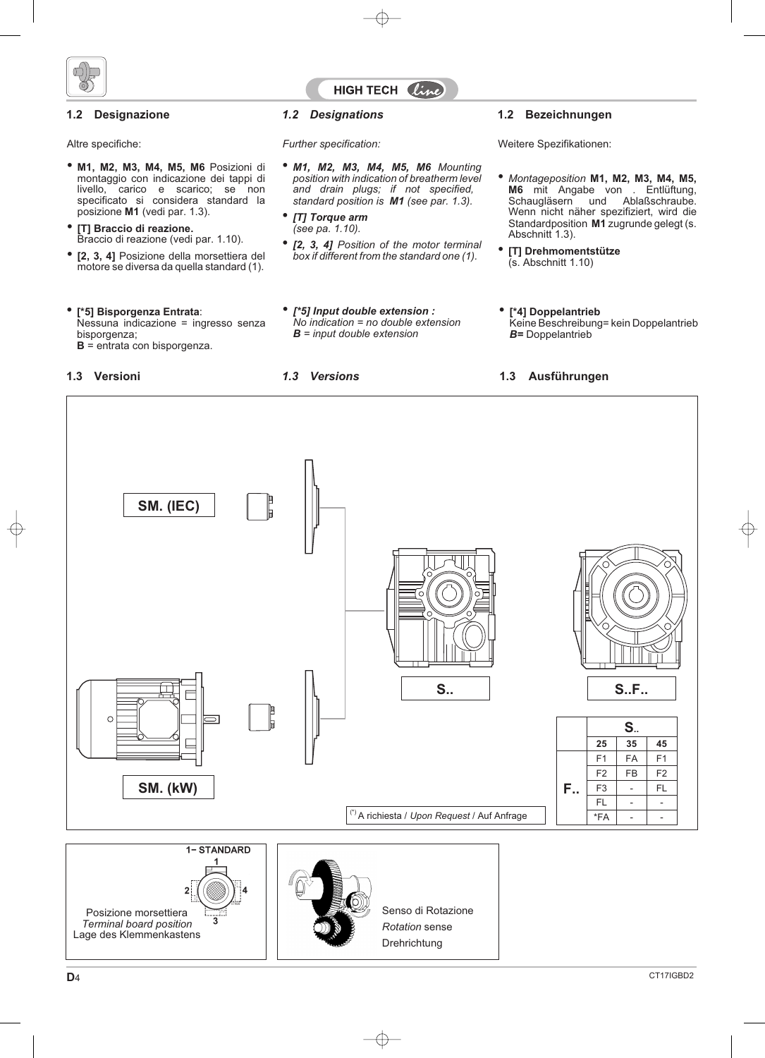## 1.2 Designazione

Altre specifiche:

- **M1, M2, M3, M4, M5, M6** Posizioni di montaggio con indicazione dei tappi di livello, carico e scarico; se non specificato si considera standard la posizione **M1** (vedi par. 1.3).
- **[T] Braccio di reazione.** Braccio di reazione (vedi par. 1.10).
- **[2, 3, 4]** Posizione della morsettiera del motore se diversa da quella standard (1).
- **[*5] Bisporgenza Entrata**: Nessuna indicazione = ingresso senza bisporgenza; **B** = entrata con bisporgenza.

## *1.2 Designations*

*Further specification:*

- ***M1, M2, M3, M4, M5, M6*** *Mounting position with indication of breatherm level and drain plugs; if not specified, standard position is **M1** (see par. 1.3).*
- ***[T] Torque arm*** *(see pa. 1.10).*
- ***[2, 3, 4]*** *Position of the motor terminal box if different from the standard one (1).*
- ***[*5] Input double extension :*** *No indication = no double extension* ***B*** *= input double extension*

## 1.2 Bezeichnungen

Weitere Spezifikationen:

- *Montageposition* **M1, M2, M3, M4, M5, M6** mit Angabe von . Entlüftung, Schaugläsern und Ablaßschraube. Wenn nicht näher spezifiziert, wird die Standardposition **M1** zugrunde gelegt (s. Abschnitt 1.3).
- **[T] Drehmomentstütze** (s. Abschnitt 1.10)
- **[*4] Doppelantrieb** Keine Beschreibung= kein Doppelantrieb ***B=*** Doppelantrieb

## 1.3 Versioni

## *1.3 Versions*

## 1.3 Ausführungen

SM. (IEC)

SM. (kW)

S..

S..F..

| | S.. | | |
|---|---|---|---|
| | 25 | 35 | 45 |
| F.. | F1 | FA | F1 |
| | F2 | FB | F2 |
| | F3 | - | FL |
| | FL | - | - |
| | *FA | - | - |

(*) A richiesta / *Upon Request* / Auf Anfrage

1– STANDARD

Posizione morsettiera
*Terminal board position*
Lage des Klemmenkastens

Senso di Rotazione
*Rotation* sense
Drehrichtung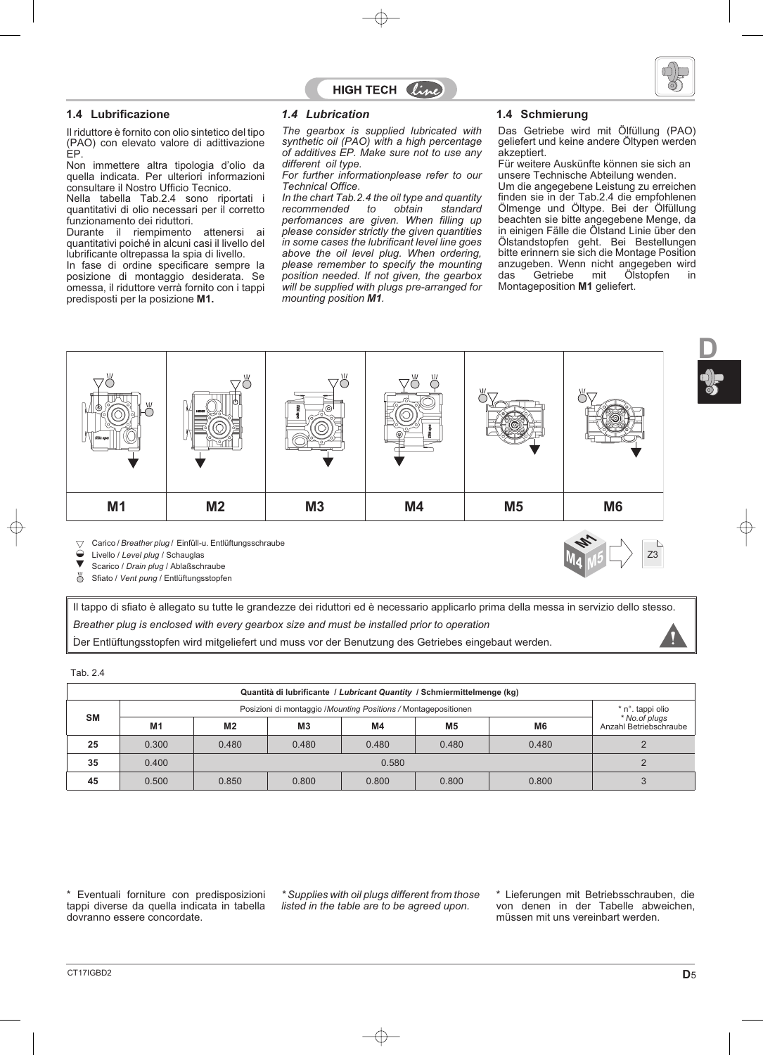## 1.4 Lubrificazione

Il riduttore è fornito con olio sintetico del tipo (PAO) con elevato valore di adittivazione EP.

Non immettere altra tipologia d'olio da quella indicata. Per ulteriori informazioni consultare il Nostro Ufficio Tecnico.

Nella tabella Tab.2.4 sono riportati i quantitativi di olio necessari per il corretto funzionamento dei riduttori.

Durante il riempimento attenersi ai quantitativi poiché in alcuni casi il livello del lubrificante oltrepassa la spia di livello.

In fase di ordine specificare sempre la posizione di montaggio desiderata. Se omessa, il riduttore verrà fornito con i tappi predisposti per la posizione **M1.**

## *1.4 Lubrication*

*The gearbox is supplied lubricated with synthetic oil (PAO) with a high percentage of additives EP. Make sure not to use any different oil type.*

*For further informationplease refer to our Technical Office.*

*In the chart Tab.2.4 the oil type and quantity recommended to obtain standard perfomances are given. When filling up please consider strictly the given quantities in some cases the lubrificant level line goes above the oil level plug. When ordering, please remember to specify the mounting position needed. If not given, the gearbox will be supplied with plugs pre-arranged for mounting position **M1**.*

## 1.4 Schmierung

Das Getriebe wird mit Ölfüllung (PAO) geliefert und keine andere Öltypen werden akzeptiert.

Für weitere Auskünfte können sie sich an unsere Technische Abteilung wenden.

Um die angegebene Leistung zu erreichen finden sie in der Tab.2.4 die empfohlenen Ölmenge und Öltype. Bei der Ölfüllung beachten sie bitte angegebene Menge, da in einigen Fälle die Ölstand Linie über den Ölstandstopfen geht. Bei Bestellungen bitte erinnern sie sich die Montage Position anzugeben. Wenn nicht angegeben wird das Getriebe mit Ölstopfen in Montageposition **M1** geliefert.

| M1 | M2 | M3 | M4 | M5 | M6 |
|---|---|---|---|---|---|

- Carico / *Breather plug* / Einfüll-u. Entlüftungsschraube
- Livello / *Level plug* / Schauglas
- Scarico / *Drain plug* / Ablaßschraube
- Sfiato / *Vent pung* / Entlüftungsstopfen

Z3

Il tappo di sfiato è allegato su tutte le grandezze dei riduttori ed è necessario applicarlo prima della messa in servizio dello stesso.

*Breather plug is enclosed with every gearbox size and must be installed prior to operation*

Der Entlüftungsstopfen wird mitgeliefert und muss vor der Benutzung des Getriebes eingebaut werden.

Tab. 2.4

| Quantità di lubrificante / *Lubricant Quantity* / Schmiermittelmenge (kg) | | | | | | | |
|---|---|---|---|---|---|---|---|
| SM | Posizioni di montaggio /*Mounting Positions* / Montagepositionen | | | | | | * n°. tappi olio *\* No.of plugs* Anzahl Betriebschraube |
| | M1 | M2 | M3 | M4 | M5 | M6 | |
| 25 | 0.300 | 0.480 | 0.480 | 0.480 | 0.480 | 0.480 | 2 |
| 35 | 0.400 | 0.580 | | | | | 2 |
| 45 | 0.500 | 0.850 | 0.800 | 0.800 | 0.800 | 0.800 | 3 |

\* Eventuali forniture con predisposizioni tappi diverse da quella indicata in tabella dovranno essere concordate.

*\* Supplies with oil plugs different from those listed in the table are to be agreed upon.*

\* Lieferungen mit Betriebsschrauben, die von denen in der Tabelle abweichen, müssen mit uns vereinbart werden.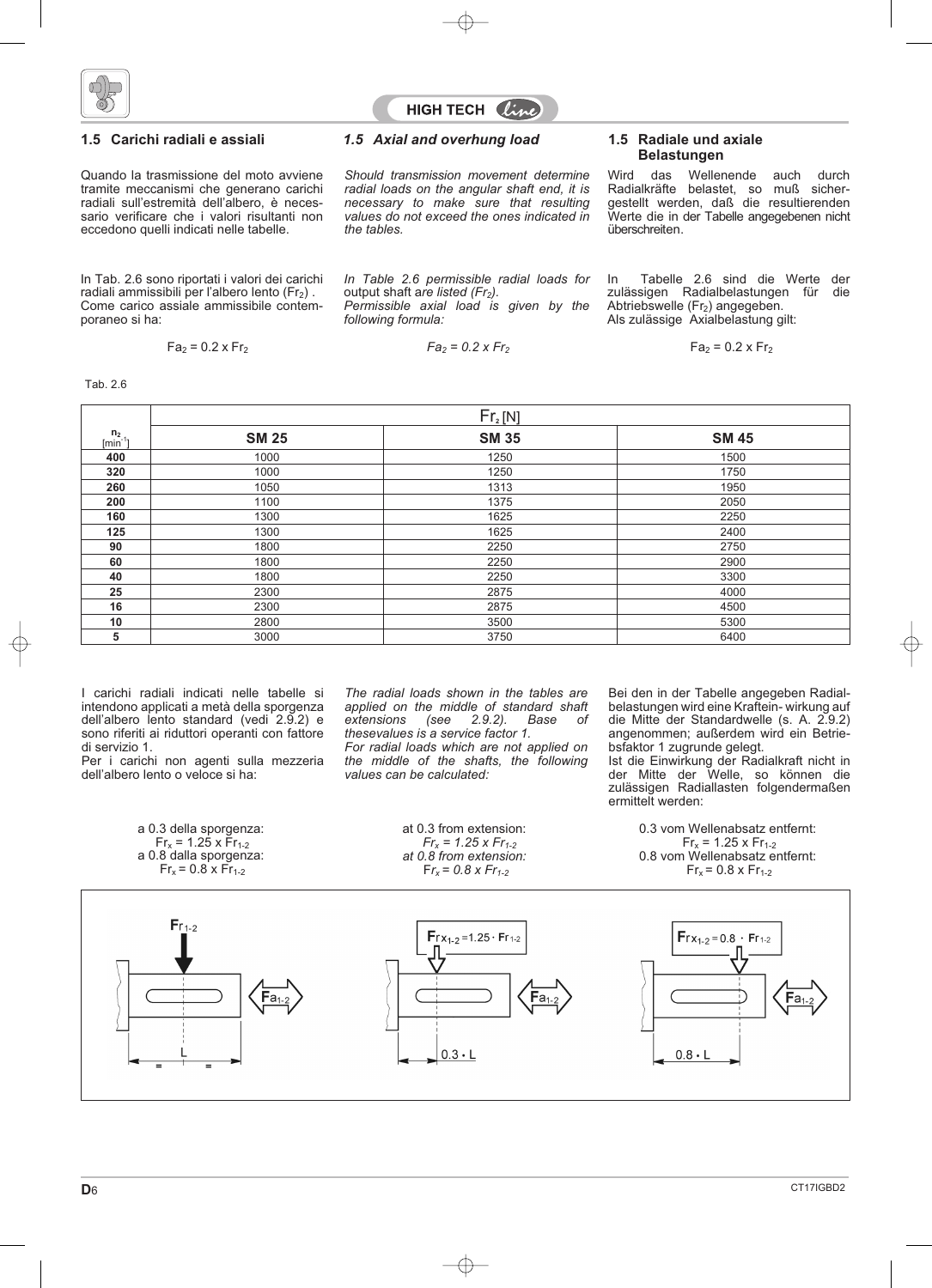## 1.5 Carichi radiali e assiali

Quando la trasmissione del moto avviene tramite meccanismi che generano carichi radiali sull'estremità dell'albero, è necessario verificare che i valori risultanti non eccedono quelli indicati nelle tabelle.

In Tab. 2.6 sono riportati i valori dei carichi radiali ammissibili per l'albero lento ($Fr_2$) . Come carico assiale ammissibile contemporaneo si ha:

$$Fa_2 = 0.2 \times Fr_2$$

## *1.5 Axial and overhung load*

*Should transmission movement determine radial loads on the angular shaft end, it is necessary to make sure that resulting values do not exceed the ones indicated in the tables.*

*In Table 2.6 permissible radial loads for* output shaft *are listed ($Fr_2$).*
*Permissible axial load is given by the following formula:*

$$Fa_2 = 0.2 \times Fr_2$$

## 1.5 Radiale und axiale Belastungen

Wird das Wellenende auch durch Radialkräfte belastet, so muß sichergestellt werden, daß die resultierenden Werte die in der Tabelle angegebenen nicht überschreiten.

In Tabelle 2.6 sind die Werte der zulässigen Radialbelastungen für die Abtriebswelle ($Fr_2$) angegeben.
Als zulässige Axialbelastung gilt:

$$Fa_2 = 0.2 \times Fr_2$$

Tab. 2.6

| $n_2$ [$min^{-1}$] | $Fr_2$ [N] | | |
|---|---|---|---|
| | **SM 25** | **SM 35** | **SM 45** |
| **400** | 1000 | 1250 | 1500 |
| **320** | 1000 | 1250 | 1750 |
| **260** | 1050 | 1313 | 1950 |
| **200** | 1100 | 1375 | 2050 |
| **160** | 1300 | 1625 | 2250 |
| **125** | 1300 | 1625 | 2400 |
| **90** | 1800 | 2250 | 2750 |
| **60** | 1800 | 2250 | 2900 |
| **40** | 1800 | 2250 | 3300 |
| **25** | 2300 | 2875 | 4000 |
| **16** | 2300 | 2875 | 4500 |
| **10** | 2800 | 3500 | 5300 |
| **5** | 3000 | 3750 | 6400 |

I carichi radiali indicati nelle tabelle si intendono applicati a metà della sporgenza dell'albero lento standard (vedi 2.9.2) e sono riferiti ai riduttori operanti con fattore di servizio 1.
Per i carichi non agenti sulla mezzeria dell'albero lento o veloce si ha:

a 0.3 della sporgenza:
$Fr_x = 1.25 \times Fr_{1-2}$
a 0.8 dalla sporgenza:
$Fr_x = 0.8 \times Fr_{1-2}$

*The radial loads shown in the tables are applied on the middle of standard shaft extensions (see 2.9.2). Base of thesevalues is a service factor 1.*
*For radial loads which are not applied on the middle of the shafts, the following values can be calculated:*

at 0.3 from extension:
*$Fr_x = 1.25 \times Fr_{1-2}$*
*at 0.8 from extension:*
*$Fr_x = 0.8 \times Fr_{1-2}$*

Bei den in der Tabelle angegeben Radialbelastungen wird eine Kraftein- wirkung auf die Mitte der Standardwelle (s. A. 2.9.2) angenommen; außerdem wird ein Betriebsfaktor 1 zugrunde gelegt.
Ist die Einwirkung der Radialkraft nicht in der Mitte der Welle, so können die zulässigen Radiallasten folgendermaßen ermittelt werden:

0.3 vom Wellenabsatz entfernt:
$Fr_x = 1.25 \times Fr_{1-2}$
0.8 vom Wellenabsatz entfernt:
$Fr_x = 0.8 \times Fr_{1-2}$

$Fr_{1-2}$ — $Fa_{1-2}$ — L
$Frx_{1-2} = 1.25 \cdot Fr_{1-2}$ — $Fa_{1-2}$ — $0.3 \cdot L$
$Frx_{1-2} = 0.8 \cdot Fr_{1-2}$ — $Fa_{1-2}$ — $0.8 \cdot L$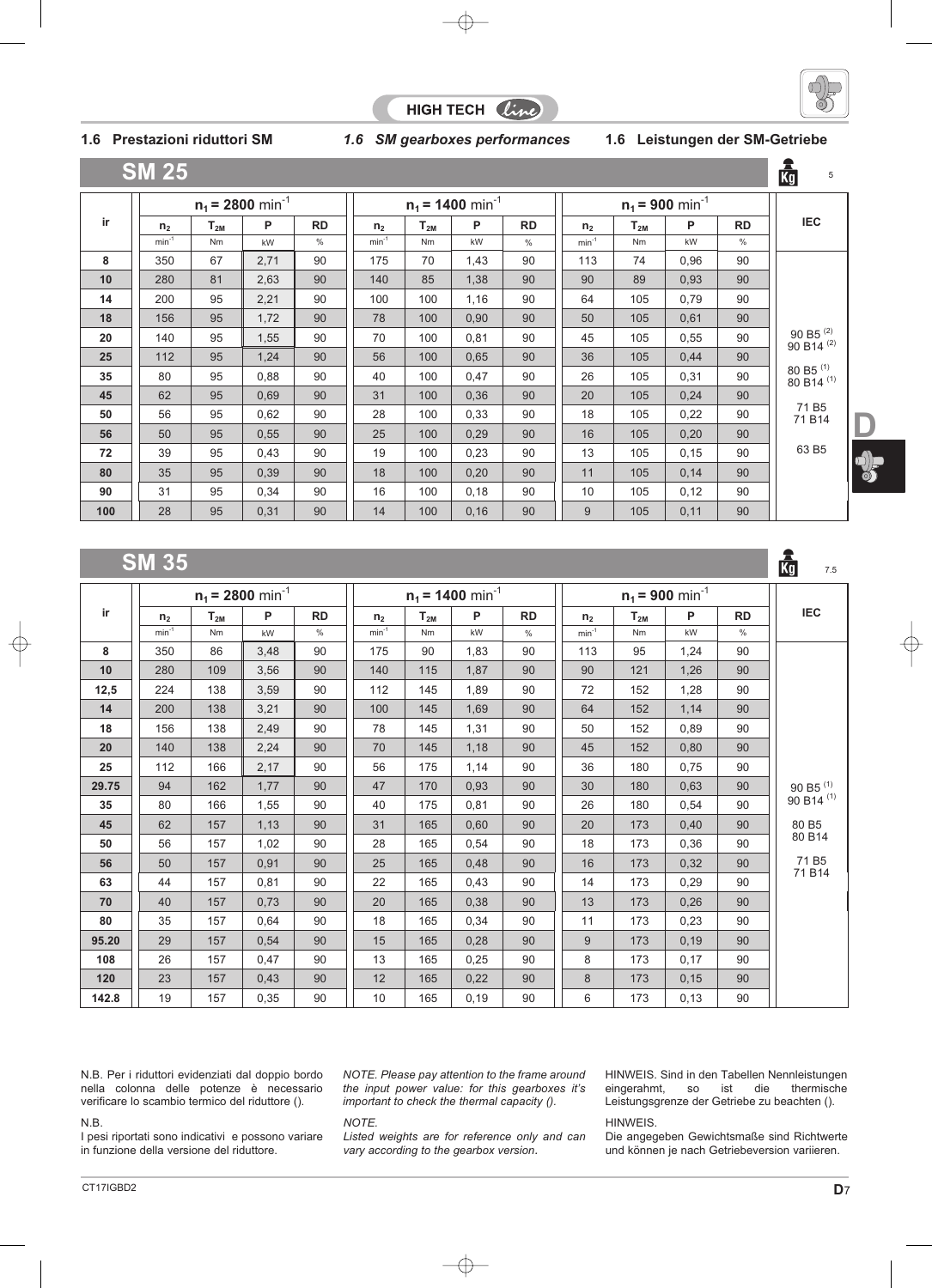## 1.6 Prestazioni riduttori SM

## *1.6 SM gearboxes performances*

## 1.6 Leistungen der SM-Getriebe

### SM 25

Kg 5

| ir | $n_1$ = 2800 min$^{-1}$ | | | | $n_1$ = 1400 min$^{-1}$ | | | | $n_1$ = 900 min$^{-1}$ | | | | IEC |
|---|---|---|---|---|---|---|---|---|---|---|---|---|---|
| | $n_2$ | $T_{2M}$ | P | RD | $n_2$ | $T_{2M}$ | P | RD | $n_2$ | $T_{2M}$ | P | RD | |
| | min$^{-1}$ | Nm | kW | % | min$^{-1}$ | Nm | kW | % | min$^{-1}$ | Nm | kW | % | |
| 8 | 350 | 67 | 2,71 | 90 | 175 | 70 | 1,43 | 90 | 113 | 74 | 0,96 | 90 | 90 B5 (2) 90 B14 (2) 80 B5 (1) 80 B14 (1) 71 B5 71 B14 63 B5 |
| 10 | 280 | 81 | 2,63 | 90 | 140 | 85 | 1,38 | 90 | 90 | 89 | 0,93 | 90 | |
| 14 | 200 | 95 | 2,21 | 90 | 100 | 100 | 1,16 | 90 | 64 | 105 | 0,79 | 90 | |
| 18 | 156 | 95 | 1,72 | 90 | 78 | 100 | 0,90 | 90 | 50 | 105 | 0,61 | 90 | |
| 20 | 140 | 95 | 1,55 | 90 | 70 | 100 | 0,81 | 90 | 45 | 105 | 0,55 | 90 | |
| 25 | 112 | 95 | 1,24 | 90 | 56 | 100 | 0,65 | 90 | 36 | 105 | 0,44 | 90 | |
| 35 | 80 | 95 | 0,88 | 90 | 40 | 100 | 0,47 | 90 | 26 | 105 | 0,31 | 90 | |
| 45 | 62 | 95 | 0,69 | 90 | 31 | 100 | 0,36 | 90 | 20 | 105 | 0,24 | 90 | |
| 50 | 56 | 95 | 0,62 | 90 | 28 | 100 | 0,33 | 90 | 18 | 105 | 0,22 | 90 | |
| 56 | 50 | 95 | 0,55 | 90 | 25 | 100 | 0,29 | 90 | 16 | 105 | 0,20 | 90 | |
| 72 | 39 | 95 | 0,43 | 90 | 19 | 100 | 0,23 | 90 | 13 | 105 | 0,15 | 90 | |
| 80 | 35 | 95 | 0,39 | 90 | 18 | 100 | 0,20 | 90 | 11 | 105 | 0,14 | 90 | |
| 90 | 31 | 95 | 0,34 | 90 | 16 | 100 | 0,18 | 90 | 10 | 105 | 0,12 | 90 | |
| 100 | 28 | 95 | 0,31 | 90 | 14 | 100 | 0,16 | 90 | 9 | 105 | 0,11 | 90 | |

### SM 35

Kg 7.5

| ir | $n_1$ = 2800 min$^{-1}$ | | | | $n_1$ = 1400 min$^{-1}$ | | | | $n_1$ = 900 min$^{-1}$ | | | | IEC |
|---|---|---|---|---|---|---|---|---|---|---|---|---|---|
| | $n_2$ | $T_{2M}$ | P | RD | $n_2$ | $T_{2M}$ | P | RD | $n_2$ | $T_{2M}$ | P | RD | |
| | min$^{-1}$ | Nm | kW | % | min$^{-1}$ | Nm | kW | % | min$^{-1}$ | Nm | kW | % | |
| 8 | 350 | 86 | 3,48 | 90 | 175 | 90 | 1,83 | 90 | 113 | 95 | 1,24 | 90 | 90 B5 (1) 90 B14 (1) 80 B5 80 B14 71 B5 71 B14 |
| 10 | 280 | 109 | 3,56 | 90 | 140 | 115 | 1,87 | 90 | 90 | 121 | 1,26 | 90 | |
| 12,5 | 224 | 138 | 3,59 | 90 | 112 | 145 | 1,89 | 90 | 72 | 152 | 1,28 | 90 | |
| 14 | 200 | 138 | 3,21 | 90 | 100 | 145 | 1,69 | 90 | 64 | 152 | 1,14 | 90 | |
| 18 | 156 | 138 | 2,49 | 90 | 78 | 145 | 1,31 | 90 | 50 | 152 | 0,89 | 90 | |
| 20 | 140 | 138 | 2,24 | 90 | 70 | 145 | 1,18 | 90 | 45 | 152 | 0,80 | 90 | |
| 25 | 112 | 166 | 2,17 | 90 | 56 | 175 | 1,14 | 90 | 36 | 180 | 0,75 | 90 | |
| 29.75 | 94 | 162 | 1,77 | 90 | 47 | 170 | 0,93 | 90 | 30 | 180 | 0,63 | 90 | |
| 35 | 80 | 166 | 1,55 | 90 | 40 | 175 | 0,81 | 90 | 26 | 180 | 0,54 | 90 | |
| 45 | 62 | 157 | 1,13 | 90 | 31 | 165 | 0,60 | 90 | 20 | 173 | 0,40 | 90 | |
| 50 | 56 | 157 | 1,02 | 90 | 28 | 165 | 0,54 | 90 | 18 | 173 | 0,36 | 90 | |
| 56 | 50 | 157 | 0,91 | 90 | 25 | 165 | 0,48 | 90 | 16 | 173 | 0,32 | 90 | |
| 63 | 44 | 157 | 0,81 | 90 | 22 | 165 | 0,43 | 90 | 14 | 173 | 0,29 | 90 | |
| 70 | 40 | 157 | 0,73 | 90 | 20 | 165 | 0,38 | 90 | 13 | 173 | 0,26 | 90 | |
| 80 | 35 | 157 | 0,64 | 90 | 18 | 165 | 0,34 | 90 | 11 | 173 | 0,23 | 90 | |
| 95.20 | 29 | 157 | 0,54 | 90 | 15 | 165 | 0,28 | 90 | 9 | 173 | 0,19 | 90 | |
| 108 | 26 | 157 | 0,47 | 90 | 13 | 165 | 0,25 | 90 | 8 | 173 | 0,17 | 90 | |
| 120 | 23 | 157 | 0,43 | 90 | 12 | 165 | 0,22 | 90 | 8 | 173 | 0,15 | 90 | |
| 142.8 | 19 | 157 | 0,35 | 90 | 10 | 165 | 0,19 | 90 | 6 | 173 | 0,13 | 90 | |

N.B. Per i riduttori evidenziati dal doppio bordo nella colonna delle potenze è necessario verificare lo scambio termico del riduttore ().

N.B.
I pesi riportati sono indicativi e possono variare in funzione della versione del riduttore.

*NOTE. Please pay attention to the frame around the input power value: for this gearboxes it's important to check the thermal capacity ().*

*NOTE.*
*Listed weights are for reference only and can vary according to the gearbox version.*

HINWEIS. Sind in den Tabellen Nennleistungen eingerahmt, so ist die thermische Leistungsgrenze der Getriebe zu beachten ().

HINWEIS.
Die angegeben Gewichtsmaße sind Richtwerte und können je nach Getriebeversion variieren.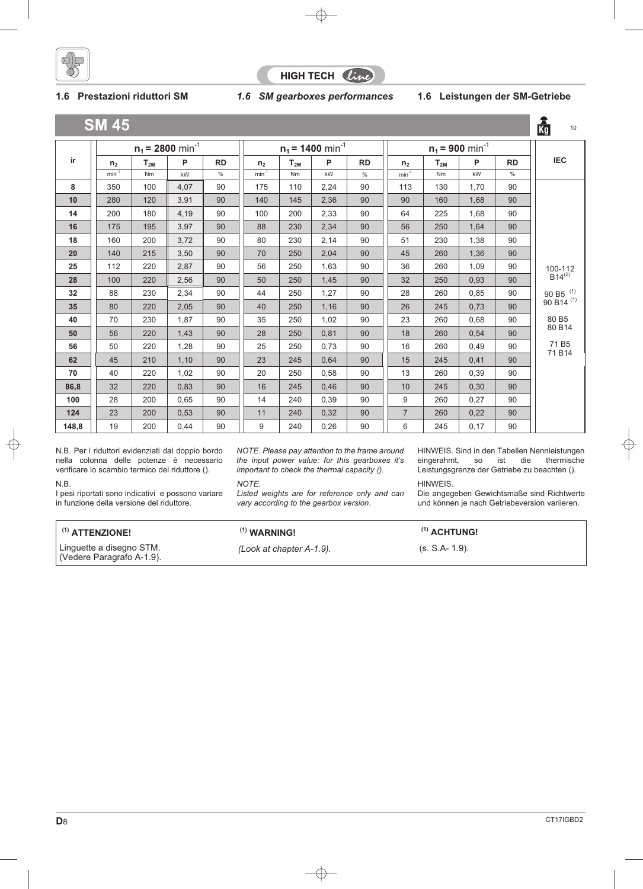## 1.6 Prestazioni riduttori SM

## *1.6 SM gearboxes performances*

## 1.6 Leistungen der SM-Getriebe

# SM 45

Kg 10

| ir | $n_1$ = 2800 $min^{-1}$ | | | | $n_1$ = 1400 $min^{-1}$ | | | | $n_1$ = 900 $min^{-1}$ | | | | IEC |
|---|---|---|---|---|---|---|---|---|---|---|---|---|---|
| | $n_2$ | $T_{2M}$ | P | RD | $n_2$ | $T_{2M}$ | P | RD | $n_2$ | $T_{2M}$ | P | RD | |
| | $min^{-1}$ | Nm | kW | % | $min^{-1}$ | Nm | kW | % | $min^{-1}$ | Nm | kW | % | |
| 8 | 350 | 100 | 4,07 | 90 | 175 | 110 | 2,24 | 90 | 113 | 130 | 1,70 | 90 | 100-112 B14 (2) <br> 90 B5 (1) <br> 90 B14 (1) <br> 80 B5 <br> 80 B14 <br> 71 B5 <br> 71 B14 |
| 10 | 280 | 120 | 3,91 | 90 | 140 | 145 | 2,36 | 90 | 90 | 160 | 1,68 | 90 | |
| 14 | 200 | 180 | 4,19 | 90 | 100 | 200 | 2,33 | 90 | 64 | 225 | 1,68 | 90 | |
| 16 | 175 | 195 | 3,97 | 90 | 88 | 230 | 2,34 | 90 | 56 | 250 | 1,64 | 90 | |
| 18 | 160 | 200 | 3,72 | 90 | 80 | 230 | 2,14 | 90 | 51 | 230 | 1,38 | 90 | |
| 20 | 140 | 215 | 3,50 | 90 | 70 | 250 | 2,04 | 90 | 45 | 260 | 1,36 | 90 | |
| 25 | 112 | 220 | 2,87 | 90 | 56 | 250 | 1,63 | 90 | 36 | 260 | 1,09 | 90 | |
| 28 | 100 | 220 | 2,56 | 90 | 50 | 250 | 1,45 | 90 | 32 | 250 | 0,93 | 90 | |
| 32 | 88 | 230 | 2,34 | 90 | 44 | 250 | 1,27 | 90 | 28 | 260 | 0,85 | 90 | |
| 35 | 80 | 220 | 2,05 | 90 | 40 | 250 | 1,16 | 90 | 26 | 245 | 0,73 | 90 | |
| 40 | 70 | 230 | 1,87 | 90 | 35 | 250 | 1,02 | 90 | 23 | 260 | 0,68 | 90 | |
| 50 | 56 | 220 | 1,43 | 90 | 28 | 250 | 0,81 | 90 | 18 | 260 | 0,54 | 90 | |
| 56 | 50 | 220 | 1,28 | 90 | 25 | 250 | 0,73 | 90 | 16 | 260 | 0,49 | 90 | |
| 62 | 45 | 210 | 1,10 | 90 | 23 | 245 | 0,64 | 90 | 15 | 245 | 0,41 | 90 | |
| 70 | 40 | 220 | 1,02 | 90 | 20 | 250 | 0,58 | 90 | 13 | 260 | 0,39 | 90 | |
| 86,8 | 32 | 220 | 0,83 | 90 | 16 | 245 | 0,46 | 90 | 10 | 245 | 0,30 | 90 | |
| 100 | 28 | 200 | 0,65 | 90 | 14 | 240 | 0,39 | 90 | 9 | 260 | 0,27 | 90 | |
| 124 | 23 | 200 | 0,53 | 90 | 11 | 240 | 0,32 | 90 | 7 | 260 | 0,22 | 90 | |
| 148,8 | 19 | 200 | 0,44 | 90 | 9 | 240 | 0,26 | 90 | 6 | 245 | 0,17 | 90 | |

N.B. Per i riduttori evidenziati dal doppio bordo nella colonna delle potenze è necessario verificare lo scambio termico del riduttore ().

N.B.
I pesi riportati sono indicativi e possono variare in funzione della versione del riduttore.

*NOTE. Please pay attention to the frame around the input power value: for this gearboxes it's important to check the thermal capacity ().*

*NOTE.*
*Listed weights are for reference only and can vary according to the gearbox version.*

HINWEIS. Sind in den Tabellen Nennleistungen eingerahmt, so ist die thermische Leistungsgrenze der Getriebe zu beachten ().

HINWEIS.
Die angegeben Gewichtsmaße sind Richtwerte und können je nach Getriebeversion variieren.

**(1) ATTENZIONE!**
Linguette a disegno STM.
(Vedere Paragrafo A-1.9).

**(1) WARNING!**
*(Look at chapter A-1.9).*

**(1) ACHTUNG!**
(s. S.A- 1.9).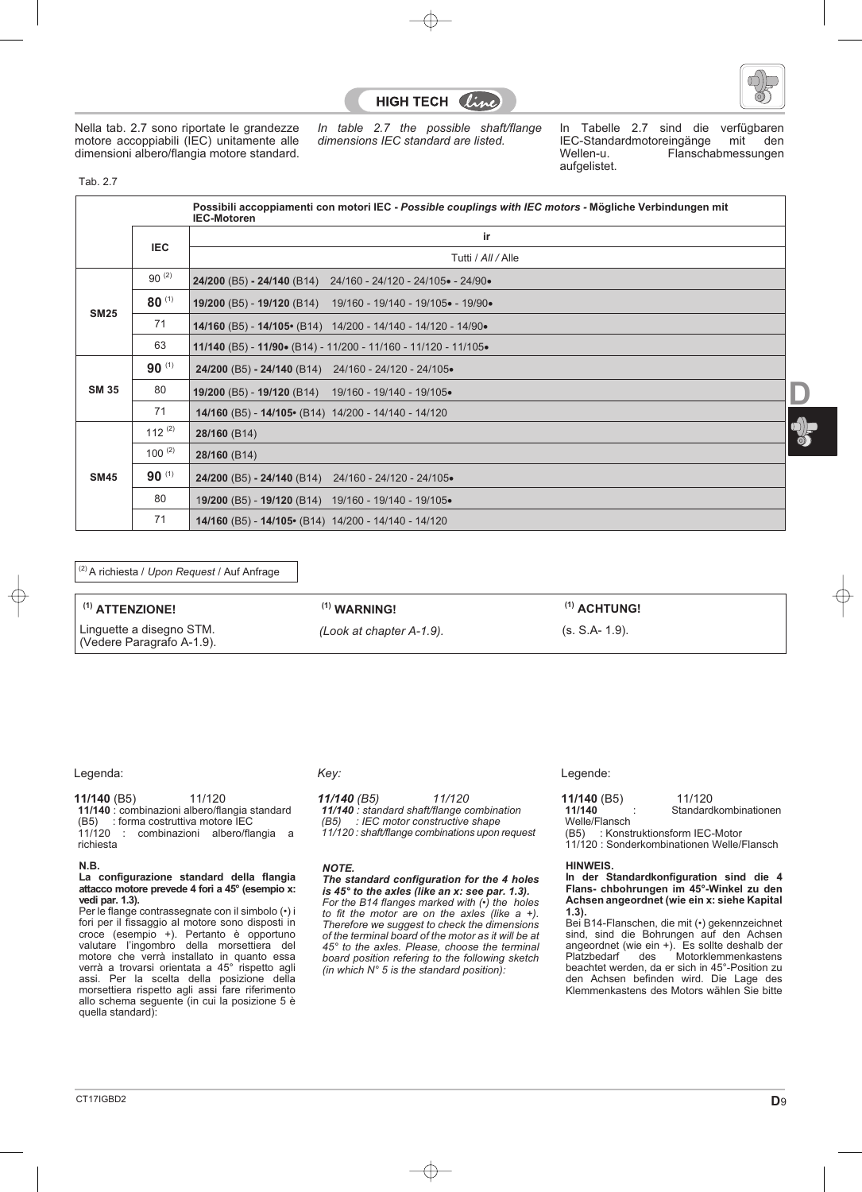Nella tab. 2.7 sono riportate le grandezze motore accoppiabili (IEC) unitamente alle dimensioni albero/flangia motore standard.

*In table 2.7 the possible shaft/flange dimensions IEC standard are listed.*

In Tabelle 2.7 sind die verfügbaren IEC-Standardmotoreingänge mit den Wellen-u. Flanschabmessungen aufgelistet.

Tab. 2.7

| | | **Possibili accoppiamenti con motori IEC - *Possible couplings with IEC motors* - Mögliche Verbindungen mit IEC-Motoren** |
|---|---|---|
| | **IEC** | **ir** |
| | | Tutti / *All* / Alle |
| **SM25** | 90 (2) | **24/200** (B5) **- 24/140** (B14) 24/160 - 24/120 - 24/105• - 24/90• |
| | **80** (1) | **19/200** (B5) - **19/120** (B14) 19/160 - 19/140 - 19/105• - 19/90• |
| | 71 | **14/160** (B5) - **14/105•** (B14) 14/200 - 14/140 - 14/120 - 14/90• |
| | 63 | **11/140** (B5) - **11/90•** (B14) - 11/200 - 11/160 - 11/120 - 11/105• |
| **SM 35** | **90** (1) | **24/200** (B5) **- 24/140** (B14) 24/160 - 24/120 - 24/105• |
| | 80 | **19/200** (B5) - **19/120** (B14) 19/160 - 19/140 - 19/105• |
| | 71 | **14/160** (B5) - **14/105•** (B14) 14/200 - 14/140 - 14/120 |
| **SM45** | 112 (2) | **28/160** (B14) |
| | 100 (2) | **28/160** (B14) |
| | **90** (1) | **24/200** (B5) **- 24/140** (B14) 24/160 - 24/120 - 24/105• |
| | 80 | **19/200** (B5) - **19/120** (B14) 19/160 - 19/140 - 19/105• |
| | 71 | **14/160** (B5) - **14/105•** (B14) 14/200 - 14/140 - 14/120 |

(2) A richiesta / *Upon Request* / Auf Anfrage

| **(1) ATTENZIONE!** | **(1) WARNING!** | **(1) ACHTUNG!** |
|---|---|---|
| Linguette a disegno STM. (Vedere Paragrafo A-1.9). | *(Look at chapter A-1.9).* | (s. S.A- 1.9). |

Legenda:

**11/140** (B5) 11/120
**11/140** : combinazioni albero/flangia standard
(B5) : forma costruttiva motore IEC
11/120 : combinazioni albero/flangia a richiesta

**N.B.**
**La configurazione standard della flangia attacco motore prevede 4 fori a 45° (esempio x: vedi par. 1.3).**
Per le flange contrassegnate con il simbolo (•) i fori per il fissaggio al motore sono disposti in croce (esempio +). Pertanto è opportuno valutare l'ingombro della morsettiera del motore che verrà installato in quanto essa verrà a trovarsi orientata a 45° rispetto agli assi. Per la scelta della posizione della morsettiera rispetto agli assi fare riferimento allo schema seguente (in cui la posizione 5 è quella standard):

*Key:*

***11/140** (B5) 11/120*
***11/140** : standard shaft/flange combination*
*(B5) : IEC motor constructive shape*
*11/120 : shaft/flange combinations upon request*

***NOTE.***
***The standard configuration for the 4 holes is 45° to the axles (like an x: see par. 1.3).***
*For the B14 flanges marked with (•) the holes to fit the motor are on the axles (like a +). Therefore we suggest to check the dimensions of the terminal board of the motor as it will be at 45° to the axles. Please, choose the terminal board position refering to the following sketch (in which N° 5 is the standard position):*

Legende:

**11/140** (B5) 11/120
**11/140** : Standardkombinationen Welle/Flansch
(B5) : Konstruktionsform IEC-Motor
11/120 : Sonderkombinationen Welle/Flansch

**HINWEIS.**
**In der Standardkonfiguration sind die 4 Flans- chbohrungen im 45°-Winkel zu den Achsen angeordnet (wie ein x: siehe Kapital 1.3).**
Bei B14-Flanschen, die mit (•) gekennzeichnet sind, sind die Bohrungen auf den Achsen angeordnet (wie ein +). Es sollte deshalb der Platzbedarf des Motorklemmenkastens beachtet werden, da er sich in 45°-Position zu den Achsen befinden wird. Die Lage des Klemmenkastens des Motors wählen Sie bitte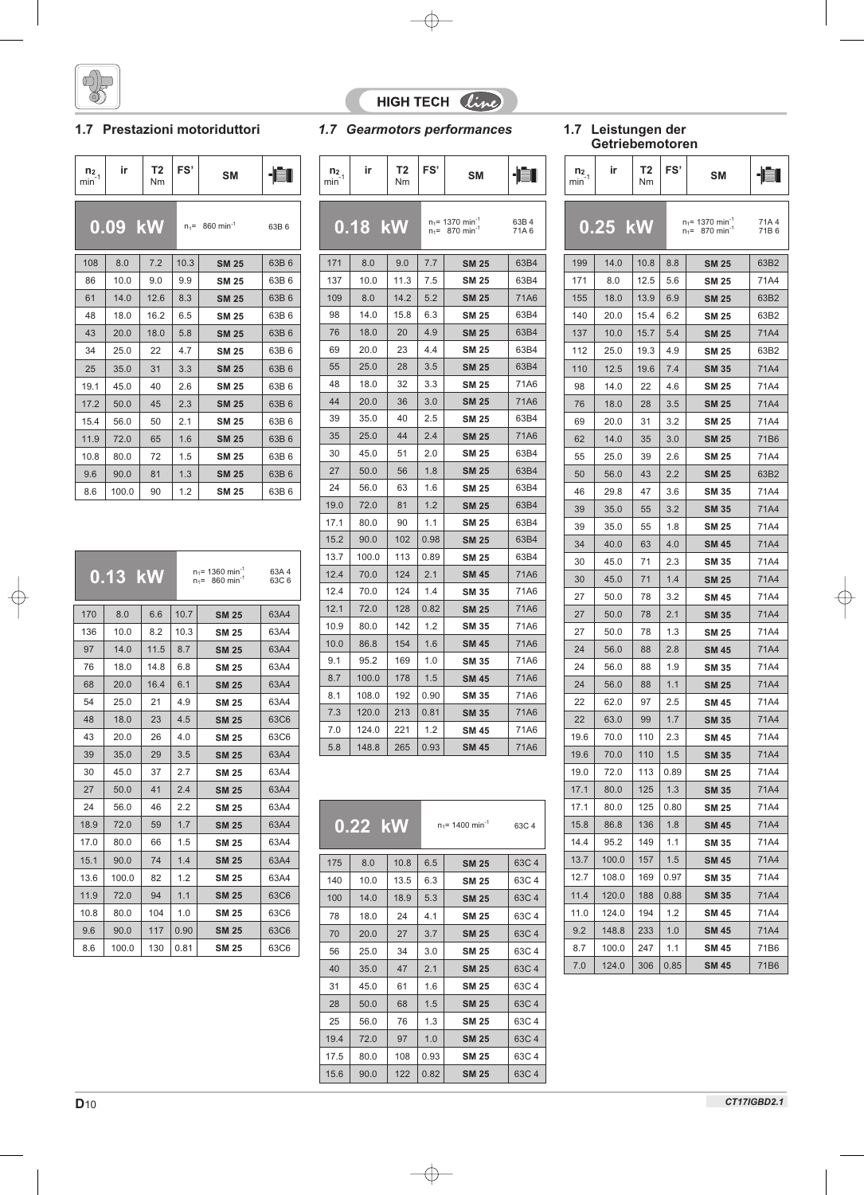HIGH TECH line

## 1.7 Prestazioni motoriduttori

## 1.7 *Gearmotors performances*

## 1.7 Leistungen der Getriebemotoren

**0.09 kW** — $n_1$= 860 min$^{-1}$ — 63B 6

| $n_2$ min$^{-1}$ | ir | T2 Nm | FS' | SM | |
|---|---|---|---|---|---|
| 108 | 8.0 | 7.2 | 10.3 | **SM 25** | 63B 6 |
| 86 | 10.0 | 9.0 | 9.9 | **SM 25** | 63B 6 |
| 61 | 14.0 | 12.6 | 8.3 | **SM 25** | 63B 6 |
| 48 | 18.0 | 16.2 | 6.5 | **SM 25** | 63B 6 |
| 43 | 20.0 | 18.0 | 5.8 | **SM 25** | 63B 6 |
| 34 | 25.0 | 22 | 4.7 | **SM 25** | 63B 6 |
| 25 | 35.0 | 31 | 3.3 | **SM 25** | 63B 6 |
| 19.1 | 45.0 | 40 | 2.6 | **SM 25** | 63B 6 |
| 17.2 | 50.0 | 45 | 2.3 | **SM 25** | 63B 6 |
| 15.4 | 56.0 | 50 | 2.1 | **SM 25** | 63B 6 |
| 11.9 | 72.0 | 65 | 1.6 | **SM 25** | 63B 6 |
| 10.8 | 80.0 | 72 | 1.5 | **SM 25** | 63B 6 |
| 9.6 | 90.0 | 81 | 1.3 | **SM 25** | 63B 6 |
| 8.6 | 100.0 | 90 | 1.2 | **SM 25** | 63B 6 |

**0.13 kW** — $n_1$= 1360 min$^{-1}$ 63A 4; $n_1$= 860 min$^{-1}$ 63C 6

| $n_2$ min$^{-1}$ | ir | T2 Nm | FS' | SM | |
|---|---|---|---|---|---|
| 170 | 8.0 | 6.6 | 10.7 | **SM 25** | 63A4 |
| 136 | 10.0 | 8.2 | 10.3 | **SM 25** | 63A4 |
| 97 | 14.0 | 11.5 | 8.7 | **SM 25** | 63A4 |
| 76 | 18.0 | 14.8 | 6.8 | **SM 25** | 63A4 |
| 68 | 20.0 | 16.4 | 6.1 | **SM 25** | 63A4 |
| 54 | 25.0 | 21 | 4.9 | **SM 25** | 63A4 |
| 48 | 18.0 | 23 | 4.5 | **SM 25** | 63C6 |
| 43 | 20.0 | 26 | 4.0 | **SM 25** | 63C6 |
| 39 | 35.0 | 29 | 3.5 | **SM 25** | 63A4 |
| 30 | 45.0 | 37 | 2.7 | **SM 25** | 63A4 |
| 27 | 50.0 | 41 | 2.4 | **SM 25** | 63A4 |
| 24 | 56.0 | 46 | 2.2 | **SM 25** | 63A4 |
| 18.9 | 72.0 | 59 | 1.7 | **SM 25** | 63A4 |
| 17.0 | 80.0 | 66 | 1.5 | **SM 25** | 63A4 |
| 15.1 | 90.0 | 74 | 1.4 | **SM 25** | 63A4 |
| 13.6 | 100.0 | 82 | 1.2 | **SM 25** | 63A4 |
| 11.9 | 72.0 | 94 | 1.1 | **SM 25** | 63C6 |
| 10.8 | 80.0 | 104 | 1.0 | **SM 25** | 63C6 |
| 9.6 | 90.0 | 117 | 0.90 | **SM 25** | 63C6 |
| 8.6 | 100.0 | 130 | 0.81 | **SM 25** | 63C6 |

**0.18 kW** — $n_1$= 1370 min$^{-1}$ 63B 4; $n_1$= 870 min$^{-1}$ 71A 6

| $n_2$ min$^{-1}$ | ir | T2 Nm | FS' | SM | |
|---|---|---|---|---|---|
| 171 | 8.0 | 9.0 | 7.7 | **SM 25** | 63B4 |
| 137 | 10.0 | 11.3 | 7.5 | **SM 25** | 63B4 |
| 109 | 8.0 | 14.2 | 5.2 | **SM 25** | 71A6 |
| 98 | 14.0 | 15.8 | 6.3 | **SM 25** | 63B4 |
| 76 | 18.0 | 20 | 4.9 | **SM 25** | 63B4 |
| 69 | 20.0 | 23 | 4.4 | **SM 25** | 63B4 |
| 55 | 25.0 | 28 | 3.5 | **SM 25** | 63B4 |
| 48 | 18.0 | 32 | 3.3 | **SM 25** | 71A6 |
| 44 | 20.0 | 36 | 3.0 | **SM 25** | 71A6 |
| 39 | 35.0 | 40 | 2.5 | **SM 25** | 63B4 |
| 35 | 25.0 | 44 | 2.4 | **SM 25** | 71A6 |
| 30 | 45.0 | 51 | 2.0 | **SM 25** | 63B4 |
| 27 | 50.0 | 56 | 1.8 | **SM 25** | 63B4 |
| 24 | 56.0 | 63 | 1.6 | **SM 25** | 63B4 |
| 19.0 | 72.0 | 81 | 1.2 | **SM 25** | 63B4 |
| 17.1 | 80.0 | 90 | 1.1 | **SM 25** | 63B4 |
| 15.2 | 90.0 | 102 | 0.98 | **SM 25** | 63B4 |
| 13.7 | 100.0 | 113 | 0.89 | **SM 25** | 63B4 |
| 12.4 | 70.0 | 124 | 2.1 | **SM 45** | 71A6 |
| 12.4 | 70.0 | 124 | 1.4 | **SM 35** | 71A6 |
| 12.1 | 72.0 | 128 | 0.82 | **SM 25** | 71A6 |
| 10.9 | 80.0 | 142 | 1.2 | **SM 35** | 71A6 |
| 10.0 | 86.8 | 154 | 1.6 | **SM 45** | 71A6 |
| 9.1 | 95.2 | 169 | 1.0 | **SM 35** | 71A6 |
| 8.7 | 100.0 | 178 | 1.5 | **SM 45** | 71A6 |
| 8.1 | 108.0 | 192 | 0.90 | **SM 35** | 71A6 |
| 7.3 | 120.0 | 213 | 0.81 | **SM 35** | 71A6 |
| 7.0 | 124.0 | 221 | 1.2 | **SM 45** | 71A6 |
| 5.8 | 148.8 | 265 | 0.93 | **SM 45** | 71A6 |

**0.22 kW** — $n_1$= 1400 min$^{-1}$ — 63C 4

| $n_2$ min$^{-1}$ | ir | T2 Nm | FS' | SM | |
|---|---|---|---|---|---|
| 175 | 8.0 | 10.8 | 6.5 | **SM 25** | 63C 4 |
| 140 | 10.0 | 13.5 | 6.3 | **SM 25** | 63C 4 |
| 100 | 14.0 | 18.9 | 5.3 | **SM 25** | 63C 4 |
| 78 | 18.0 | 24 | 4.1 | **SM 25** | 63C 4 |
| 70 | 20.0 | 27 | 3.7 | **SM 25** | 63C 4 |
| 56 | 25.0 | 34 | 3.0 | **SM 25** | 63C 4 |
| 40 | 35.0 | 47 | 2.1 | **SM 25** | 63C 4 |
| 31 | 45.0 | 61 | 1.6 | **SM 25** | 63C 4 |
| 28 | 50.0 | 68 | 1.5 | **SM 25** | 63C 4 |
| 25 | 56.0 | 76 | 1.3 | **SM 25** | 63C 4 |
| 19.4 | 72.0 | 97 | 1.0 | **SM 25** | 63C 4 |
| 17.5 | 80.0 | 108 | 0.93 | **SM 25** | 63C 4 |
| 15.6 | 90.0 | 122 | 0.82 | **SM 25** | 63C 4 |

**0.25 kW** — $n_1$= 1370 min$^{-1}$ 71A 4; $n_1$= 870 min$^{-1}$ 71B 6

| $n_2$ min$^{-1}$ | ir | T2 Nm | FS' | SM | |
|---|---|---|---|---|---|
| 199 | 14.0 | 10.8 | 8.8 | **SM 25** | 63B2 |
| 171 | 8.0 | 12.5 | 5.6 | **SM 25** | 71A4 |
| 155 | 18.0 | 13.9 | 6.9 | **SM 25** | 63B2 |
| 140 | 20.0 | 15.4 | 6.2 | **SM 25** | 63B2 |
| 137 | 10.0 | 15.7 | 5.4 | **SM 25** | 71A4 |
| 112 | 25.0 | 19.3 | 4.9 | **SM 25** | 63B2 |
| 110 | 12.5 | 19.6 | 7.4 | **SM 35** | 71A4 |
| 98 | 14.0 | 22 | 4.6 | **SM 25** | 71A4 |
| 76 | 18.0 | 28 | 3.5 | **SM 25** | 71A4 |
| 69 | 20.0 | 31 | 3.2 | **SM 25** | 71A4 |
| 62 | 14.0 | 35 | 3.0 | **SM 25** | 71B6 |
| 55 | 25.0 | 39 | 2.6 | **SM 25** | 71A4 |
| 50 | 56.0 | 43 | 2.2 | **SM 25** | 63B2 |
| 46 | 29.8 | 47 | 3.6 | **SM 35** | 71A4 |
| 39 | 35.0 | 55 | 3.2 | **SM 35** | 71A4 |
| 39 | 35.0 | 55 | 1.8 | **SM 25** | 71A4 |
| 34 | 40.0 | 63 | 4.0 | **SM 45** | 71A4 |
| 30 | 45.0 | 71 | 2.3 | **SM 35** | 71A4 |
| 30 | 45.0 | 71 | 1.4 | **SM 25** | 71A4 |
| 27 | 50.0 | 78 | 3.2 | **SM 45** | 71A4 |
| 27 | 50.0 | 78 | 2.1 | **SM 35** | 71A4 |
| 27 | 50.0 | 78 | 1.3 | **SM 25** | 71A4 |
| 24 | 56.0 | 88 | 2.8 | **SM 45** | 71A4 |
| 24 | 56.0 | 88 | 1.9 | **SM 35** | 71A4 |
| 24 | 56.0 | 88 | 1.1 | **SM 25** | 71A4 |
| 22 | 62.0 | 97 | 2.5 | **SM 45** | 71A4 |
| 22 | 63.0 | 99 | 1.7 | **SM 35** | 71A4 |
| 19.6 | 70.0 | 110 | 2.3 | **SM 45** | 71A4 |
| 19.6 | 70.0 | 110 | 1.5 | **SM 35** | 71A4 |
| 19.0 | 72.0 | 113 | 0.89 | **SM 25** | 71A4 |
| 17.1 | 80.0 | 125 | 1.3 | **SM 35** | 71A4 |
| 17.1 | 80.0 | 125 | 0.80 | **SM 25** | 71A4 |
| 15.8 | 86.8 | 136 | 1.8 | **SM 45** | 71A4 |
| 14.4 | 95.2 | 149 | 1.1 | **SM 35** | 71A4 |
| 13.7 | 100.0 | 157 | 1.5 | **SM 45** | 71A4 |
| 12.7 | 108.0 | 169 | 0.97 | **SM 35** | 71A4 |
| 11.4 | 120.0 | 188 | 0.88 | **SM 35** | 71A4 |
| 11.0 | 124.0 | 194 | 1.2 | **SM 45** | 71A4 |
| 9.2 | 148.8 | 233 | 1.0 | **SM 45** | 71A4 |
| 8.7 | 100.0 | 247 | 1.1 | **SM 45** | 71B6 |
| 7.0 | 124.0 | 306 | 0.85 | **SM 45** | 71B6 |

CT17IGBD2.1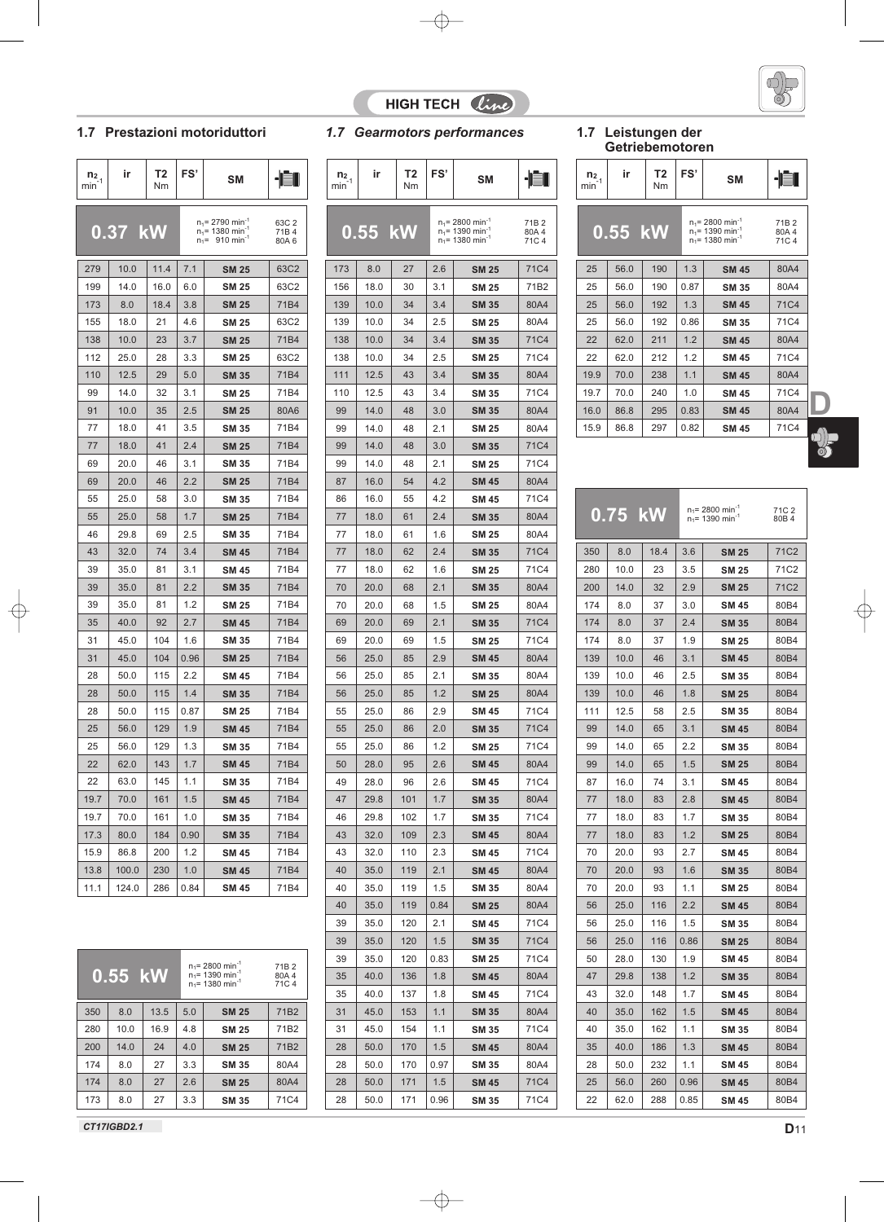HIGH TECH line

## 1.7 Prestazioni motoriduttori

## 1.7 *Gearmotors performances*

## 1.7 Leistungen der Getriebemotoren

**0.37 kW** — $n_1$= 2790 min$^{-1}$ 63C 2; $n_1$= 1380 min$^{-1}$ 71B 4; $n_1$= 910 min$^{-1}$ 80A 6

| $n_2$ min$^{-1}$ | ir | T2 Nm | FS' | SM | Motor |
|---|---|---|---|---|---|
| 279 | 10.0 | 11.4 | 7.1 | SM 25 | 63C2 |
| 199 | 14.0 | 16.0 | 6.0 | SM 25 | 63C2 |
| 173 | 8.0 | 18.4 | 3.8 | SM 25 | 71B4 |
| 155 | 18.0 | 21 | 4.6 | SM 25 | 63C2 |
| 138 | 10.0 | 23 | 3.7 | SM 25 | 71B4 |
| 112 | 25.0 | 28 | 3.3 | SM 25 | 63C2 |
| 110 | 12.5 | 29 | 5.0 | SM 35 | 71B4 |
| 99 | 14.0 | 32 | 3.1 | SM 25 | 71B4 |
| 91 | 10.0 | 35 | 2.5 | SM 25 | 80A6 |
| 77 | 18.0 | 41 | 3.5 | SM 35 | 71B4 |
| 77 | 18.0 | 41 | 2.4 | SM 25 | 71B4 |
| 69 | 20.0 | 46 | 3.1 | SM 35 | 71B4 |
| 69 | 20.0 | 46 | 2.2 | SM 25 | 71B4 |
| 55 | 25.0 | 58 | 3.0 | SM 35 | 71B4 |
| 55 | 25.0 | 58 | 1.7 | SM 25 | 71B4 |
| 46 | 29.8 | 69 | 2.5 | SM 35 | 71B4 |
| 43 | 32.0 | 74 | 3.4 | SM 45 | 71B4 |
| 39 | 35.0 | 81 | 3.1 | SM 45 | 71B4 |
| 39 | 35.0 | 81 | 2.2 | SM 35 | 71B4 |
| 39 | 35.0 | 81 | 1.2 | SM 25 | 71B4 |
| 35 | 40.0 | 92 | 2.7 | SM 45 | 71B4 |
| 31 | 45.0 | 104 | 1.6 | SM 35 | 71B4 |
| 31 | 45.0 | 104 | 0.96 | SM 25 | 71B4 |
| 28 | 50.0 | 115 | 2.2 | SM 45 | 71B4 |
| 28 | 50.0 | 115 | 1.4 | SM 35 | 71B4 |
| 28 | 50.0 | 115 | 0.87 | SM 25 | 71B4 |
| 25 | 56.0 | 129 | 1.9 | SM 45 | 71B4 |
| 25 | 56.0 | 129 | 1.3 | SM 35 | 71B4 |
| 22 | 62.0 | 143 | 1.7 | SM 45 | 71B4 |
| 22 | 63.0 | 145 | 1.1 | SM 35 | 71B4 |
| 19.7 | 70.0 | 161 | 1.5 | SM 45 | 71B4 |
| 19.7 | 70.0 | 161 | 1.0 | SM 35 | 71B4 |
| 17.3 | 80.0 | 184 | 0.90 | SM 35 | 71B4 |
| 15.9 | 86.8 | 200 | 1.2 | SM 45 | 71B4 |
| 13.8 | 100.0 | 230 | 1.0 | SM 45 | 71B4 |
| 11.1 | 124.0 | 286 | 0.84 | SM 45 | 71B4 |

**0.55 kW** — $n_1$= 2800 min$^{-1}$ 71B 2; $n_1$= 1390 min$^{-1}$ 80A 4; $n_1$= 1380 min$^{-1}$ 71C 4

| $n_2$ min$^{-1}$ | ir | T2 Nm | FS' | SM | Motor |
|---|---|---|---|---|---|
| 350 | 8.0 | 13.5 | 5.0 | SM 25 | 71B2 |
| 280 | 10.0 | 16.9 | 4.8 | SM 25 | 71B2 |
| 200 | 14.0 | 24 | 4.0 | SM 25 | 71B2 |
| 174 | 8.0 | 27 | 3.3 | SM 35 | 80A4 |
| 174 | 8.0 | 27 | 2.6 | SM 25 | 80A4 |
| 173 | 8.0 | 27 | 3.3 | SM 35 | 71C4 |
| 173 | 8.0 | 27 | 2.6 | SM 25 | 71C4 |
| 156 | 18.0 | 30 | 3.1 | SM 25 | 71B2 |
| 139 | 10.0 | 34 | 3.4 | SM 35 | 80A4 |
| 139 | 10.0 | 34 | 2.5 | SM 25 | 80A4 |
| 138 | 10.0 | 34 | 3.4 | SM 35 | 71C4 |
| 138 | 10.0 | 34 | 2.5 | SM 25 | 71C4 |
| 111 | 12.5 | 43 | 3.4 | SM 35 | 80A4 |
| 110 | 12.5 | 43 | 3.4 | SM 35 | 71C4 |
| 99 | 14.0 | 48 | 3.0 | SM 35 | 80A4 |
| 99 | 14.0 | 48 | 2.1 | SM 25 | 80A4 |
| 99 | 14.0 | 48 | 3.0 | SM 35 | 71C4 |
| 99 | 14.0 | 48 | 2.1 | SM 25 | 71C4 |
| 87 | 16.0 | 54 | 4.2 | SM 45 | 80A4 |
| 86 | 16.0 | 55 | 4.2 | SM 45 | 71C4 |
| 77 | 18.0 | 61 | 2.4 | SM 35 | 80A4 |
| 77 | 18.0 | 61 | 1.6 | SM 25 | 80A4 |
| 77 | 18.0 | 62 | 2.4 | SM 35 | 71C4 |
| 77 | 18.0 | 62 | 1.6 | SM 25 | 71C4 |
| 70 | 20.0 | 68 | 2.1 | SM 35 | 80A4 |
| 70 | 20.0 | 68 | 1.5 | SM 25 | 80A4 |
| 69 | 20.0 | 69 | 2.1 | SM 35 | 71C4 |
| 69 | 20.0 | 69 | 1.5 | SM 25 | 71C4 |
| 56 | 25.0 | 85 | 2.9 | SM 45 | 80A4 |
| 56 | 25.0 | 85 | 2.1 | SM 35 | 80A4 |
| 56 | 25.0 | 85 | 1.2 | SM 25 | 80A4 |
| 55 | 25.0 | 86 | 2.9 | SM 45 | 71C4 |
| 55 | 25.0 | 86 | 2.0 | SM 35 | 71C4 |
| 55 | 25.0 | 86 | 1.2 | SM 25 | 71C4 |
| 50 | 28.0 | 95 | 2.6 | SM 45 | 80A4 |
| 49 | 28.0 | 96 | 2.6 | SM 45 | 71C4 |
| 47 | 29.8 | 101 | 1.7 | SM 35 | 80A4 |
| 46 | 29.8 | 102 | 1.7 | SM 35 | 71C4 |
| 43 | 32.0 | 109 | 2.3 | SM 45 | 80A4 |
| 43 | 32.0 | 110 | 2.3 | SM 45 | 71C4 |
| 40 | 35.0 | 119 | 2.1 | SM 45 | 80A4 |
| 40 | 35.0 | 119 | 1.5 | SM 35 | 80A4 |
| 40 | 35.0 | 119 | 0.84 | SM 25 | 80A4 |
| 39 | 35.0 | 120 | 2.1 | SM 45 | 71C4 |
| 39 | 35.0 | 120 | 1.5 | SM 35 | 71C4 |
| 39 | 35.0 | 120 | 0.83 | SM 25 | 71C4 |
| 35 | 40.0 | 136 | 1.8 | SM 45 | 80A4 |
| 35 | 40.0 | 137 | 1.8 | SM 45 | 71C4 |
| 31 | 45.0 | 153 | 1.1 | SM 35 | 80A4 |
| 31 | 45.0 | 154 | 1.1 | SM 35 | 71C4 |
| 28 | 50.0 | 170 | 1.5 | SM 45 | 80A4 |
| 28 | 50.0 | 170 | 0.97 | SM 35 | 80A4 |
| 28 | 50.0 | 171 | 1.5 | SM 45 | 71C4 |
| 28 | 50.0 | 171 | 0.96 | SM 35 | 71C4 |
| 25 | 56.0 | 190 | 1.3 | SM 45 | 80A4 |
| 25 | 56.0 | 190 | 0.87 | SM 35 | 80A4 |
| 25 | 56.0 | 192 | 1.3 | SM 45 | 71C4 |
| 25 | 56.0 | 192 | 0.86 | SM 35 | 71C4 |
| 22 | 62.0 | 211 | 1.2 | SM 45 | 80A4 |
| 22 | 62.0 | 212 | 1.2 | SM 45 | 71C4 |
| 19.9 | 70.0 | 238 | 1.1 | SM 45 | 80A4 |
| 19.7 | 70.0 | 240 | 1.0 | SM 45 | 71C4 |
| 16.0 | 86.8 | 295 | 0.83 | SM 45 | 80A4 |
| 15.9 | 86.8 | 297 | 0.82 | SM 45 | 71C4 |

**0.75 kW** — $n_1$= 2800 min$^{-1}$ 71C 2; $n_1$= 1390 min$^{-1}$ 80B 4

| $n_2$ min$^{-1}$ | ir | T2 Nm | FS' | SM | Motor |
|---|---|---|---|---|---|
| 350 | 8.0 | 18.4 | 3.6 | SM 25 | 71C2 |
| 280 | 10.0 | 23 | 3.5 | SM 25 | 71C2 |
| 200 | 14.0 | 32 | 2.9 | SM 25 | 71C2 |
| 174 | 8.0 | 37 | 3.0 | SM 45 | 80B4 |
| 174 | 8.0 | 37 | 2.4 | SM 35 | 80B4 |
| 174 | 8.0 | 37 | 1.9 | SM 25 | 80B4 |
| 139 | 10.0 | 46 | 3.1 | SM 45 | 80B4 |
| 139 | 10.0 | 46 | 2.5 | SM 35 | 80B4 |
| 139 | 10.0 | 46 | 1.8 | SM 25 | 80B4 |
| 111 | 12.5 | 58 | 2.5 | SM 35 | 80B4 |
| 99 | 14.0 | 65 | 3.1 | SM 45 | 80B4 |
| 99 | 14.0 | 65 | 2.2 | SM 35 | 80B4 |
| 99 | 14.0 | 65 | 1.5 | SM 25 | 80B4 |
| 87 | 16.0 | 74 | 3.1 | SM 45 | 80B4 |
| 77 | 18.0 | 83 | 2.8 | SM 45 | 80B4 |
| 77 | 18.0 | 83 | 1.7 | SM 35 | 80B4 |
| 77 | 18.0 | 83 | 1.2 | SM 25 | 80B4 |
| 70 | 20.0 | 93 | 2.7 | SM 45 | 80B4 |
| 70 | 20.0 | 93 | 1.6 | SM 35 | 80B4 |
| 70 | 20.0 | 93 | 1.1 | SM 25 | 80B4 |
| 56 | 25.0 | 116 | 2.2 | SM 45 | 80B4 |
| 56 | 25.0 | 116 | 1.5 | SM 35 | 80B4 |
| 56 | 25.0 | 116 | 0.86 | SM 25 | 80B4 |
| 50 | 28.0 | 130 | 1.9 | SM 45 | 80B4 |
| 47 | 29.8 | 138 | 1.2 | SM 35 | 80B4 |
| 43 | 32.0 | 148 | 1.7 | SM 45 | 80B4 |
| 40 | 35.0 | 162 | 1.5 | SM 45 | 80B4 |
| 40 | 35.0 | 162 | 1.1 | SM 35 | 80B4 |
| 35 | 40.0 | 186 | 1.3 | SM 45 | 80B4 |
| 28 | 50.0 | 232 | 1.1 | SM 45 | 80B4 |
| 25 | 56.0 | 260 | 0.96 | SM 45 | 80B4 |
| 22 | 62.0 | 288 | 0.85 | SM 45 | 80B4 |

CT17IGBD2.1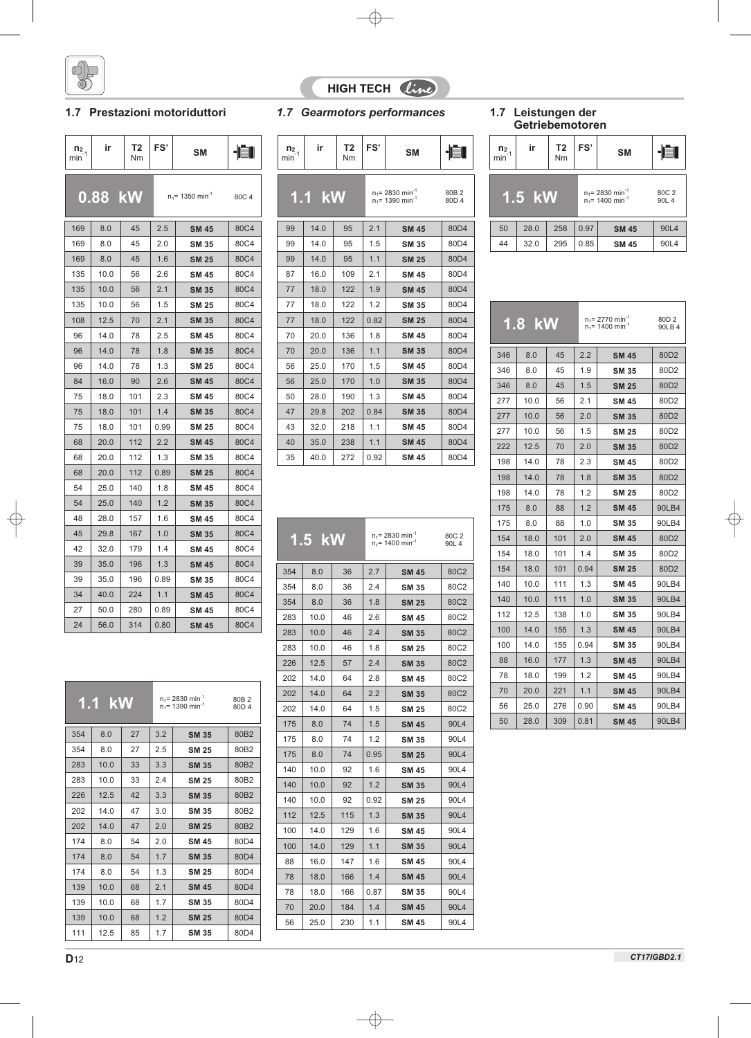## 1.7 Prestazioni motoriduttori

## *1.7 Gearmotors performances*

## 1.7 Leistungen der Getriebemotoren

**0.88 kW** — $n_1$= 1350 min$^{-1}$ — 80C 4

| $n_2$ min$^{-1}$ | ir | T2 Nm | FS' | SM | |
|---|---|---|---|---|---|
| 169 | 8.0 | 45 | 2.5 | **SM 45** | 80C4 |
| 169 | 8.0 | 45 | 2.0 | **SM 35** | 80C4 |
| 169 | 8.0 | 45 | 1.6 | **SM 25** | 80C4 |
| 135 | 10.0 | 56 | 2.6 | **SM 45** | 80C4 |
| 135 | 10.0 | 56 | 2.1 | **SM 35** | 80C4 |
| 135 | 10.0 | 56 | 1.5 | **SM 25** | 80C4 |
| 108 | 12.5 | 70 | 2.1 | **SM 35** | 80C4 |
| 96 | 14.0 | 78 | 2.5 | **SM 45** | 80C4 |
| 96 | 14.0 | 78 | 1.8 | **SM 35** | 80C4 |
| 96 | 14.0 | 78 | 1.3 | **SM 25** | 80C4 |
| 84 | 16.0 | 90 | 2.6 | **SM 45** | 80C4 |
| 75 | 18.0 | 101 | 2.3 | **SM 45** | 80C4 |
| 75 | 18.0 | 101 | 1.4 | **SM 35** | 80C4 |
| 75 | 18.0 | 101 | 0.99 | **SM 25** | 80C4 |
| 68 | 20.0 | 112 | 2.2 | **SM 45** | 80C4 |
| 68 | 20.0 | 112 | 1.3 | **SM 35** | 80C4 |
| 68 | 20.0 | 112 | 0.89 | **SM 25** | 80C4 |
| 54 | 25.0 | 140 | 1.8 | **SM 45** | 80C4 |
| 54 | 25.0 | 140 | 1.2 | **SM 35** | 80C4 |
| 48 | 28.0 | 157 | 1.6 | **SM 45** | 80C4 |
| 45 | 29.8 | 167 | 1.0 | **SM 35** | 80C4 |
| 42 | 32.0 | 179 | 1.4 | **SM 45** | 80C4 |
| 39 | 35.0 | 196 | 1.3 | **SM 45** | 80C4 |
| 39 | 35.0 | 196 | 0.89 | **SM 35** | 80C4 |
| 34 | 40.0 | 224 | 1.1 | **SM 45** | 80C4 |
| 27 | 50.0 | 280 | 0.89 | **SM 45** | 80C4 |
| 24 | 56.0 | 314 | 0.80 | **SM 45** | 80C4 |

**1.1 kW** — $n_1$= 2830 min$^{-1}$ / $n_1$= 1390 min$^{-1}$ — 80B 2 / 80D 4

| $n_2$ min$^{-1}$ | ir | T2 Nm | FS' | SM | |
|---|---|---|---|---|---|
| 354 | 8.0 | 27 | 3.2 | **SM 35** | 80B2 |
| 354 | 8.0 | 27 | 2.5 | **SM 25** | 80B2 |
| 283 | 10.0 | 33 | 3.3 | **SM 35** | 80B2 |
| 283 | 10.0 | 33 | 2.4 | **SM 25** | 80B2 |
| 226 | 12.5 | 42 | 3.3 | **SM 35** | 80B2 |
| 202 | 14.0 | 47 | 3.0 | **SM 35** | 80B2 |
| 202 | 14.0 | 47 | 2.0 | **SM 25** | 80B2 |
| 174 | 8.0 | 54 | 2.0 | **SM 45** | 80D4 |
| 174 | 8.0 | 54 | 1.7 | **SM 35** | 80D4 |
| 174 | 8.0 | 54 | 1.3 | **SM 25** | 80D4 |
| 139 | 10.0 | 68 | 2.1 | **SM 45** | 80D4 |
| 139 | 10.0 | 68 | 1.7 | **SM 35** | 80D4 |
| 139 | 10.0 | 68 | 1.2 | **SM 25** | 80D4 |
| 111 | 12.5 | 85 | 1.7 | **SM 35** | 80D4 |
| 99 | 14.0 | 95 | 2.1 | **SM 45** | 80D4 |
| 99 | 14.0 | 95 | 1.5 | **SM 35** | 80D4 |
| 99 | 14.0 | 95 | 1.1 | **SM 25** | 80D4 |
| 87 | 16.0 | 109 | 2.1 | **SM 45** | 80D4 |
| 77 | 18.0 | 122 | 1.9 | **SM 45** | 80D4 |
| 77 | 18.0 | 122 | 1.2 | **SM 35** | 80D4 |
| 77 | 18.0 | 122 | 0.82 | **SM 25** | 80D4 |
| 70 | 20.0 | 136 | 1.8 | **SM 45** | 80D4 |
| 70 | 20.0 | 136 | 1.1 | **SM 35** | 80D4 |
| 56 | 25.0 | 170 | 1.5 | **SM 45** | 80D4 |
| 56 | 25.0 | 170 | 1.0 | **SM 35** | 80D4 |
| 50 | 28.0 | 190 | 1.3 | **SM 45** | 80D4 |
| 47 | 29.8 | 202 | 0.84 | **SM 35** | 80D4 |
| 43 | 32.0 | 218 | 1.1 | **SM 45** | 80D4 |
| 40 | 35.0 | 238 | 1.1 | **SM 45** | 80D4 |
| 35 | 40.0 | 272 | 0.92 | **SM 45** | 80D4 |

**1.5 kW** — $n_1$= 2830 min$^{-1}$ / $n_1$= 1400 min$^{-1}$ — 80C 2 / 90L 4

| $n_2$ min$^{-1}$ | ir | T2 Nm | FS' | SM | |
|---|---|---|---|---|---|
| 354 | 8.0 | 36 | 2.7 | **SM 45** | 80C2 |
| 354 | 8.0 | 36 | 2.4 | **SM 35** | 80C2 |
| 354 | 8.0 | 36 | 1.8 | **SM 25** | 80C2 |
| 283 | 10.0 | 46 | 2.6 | **SM 45** | 80C2 |
| 283 | 10.0 | 46 | 2.4 | **SM 35** | 80C2 |
| 283 | 10.0 | 46 | 1.8 | **SM 25** | 80C2 |
| 226 | 12.5 | 57 | 2.4 | **SM 35** | 80C2 |
| 202 | 14.0 | 64 | 2.8 | **SM 45** | 80C2 |
| 202 | 14.0 | 64 | 2.2 | **SM 35** | 80C2 |
| 202 | 14.0 | 64 | 1.5 | **SM 25** | 80C2 |
| 175 | 8.0 | 74 | 1.5 | **SM 45** | 90L4 |
| 175 | 8.0 | 74 | 1.2 | **SM 35** | 90L4 |
| 175 | 8.0 | 74 | 0.95 | **SM 25** | 90L4 |
| 140 | 10.0 | 92 | 1.6 | **SM 45** | 90L4 |
| 140 | 10.0 | 92 | 1.2 | **SM 35** | 90L4 |
| 140 | 10.0 | 92 | 0.92 | **SM 25** | 90L4 |
| 112 | 12.5 | 115 | 1.3 | **SM 35** | 90L4 |
| 100 | 14.0 | 129 | 1.6 | **SM 45** | 90L4 |
| 100 | 14.0 | 129 | 1.1 | **SM 35** | 90L4 |
| 88 | 16.0 | 147 | 1.6 | **SM 45** | 90L4 |
| 78 | 18.0 | 166 | 1.4 | **SM 45** | 90L4 |
| 78 | 18.0 | 166 | 0.87 | **SM 35** | 90L4 |
| 70 | 20.0 | 184 | 1.4 | **SM 45** | 90L4 |
| 56 | 25.0 | 230 | 1.1 | **SM 45** | 90L4 |
| 50 | 28.0 | 258 | 0.97 | **SM 45** | 90L4 |
| 44 | 32.0 | 295 | 0.85 | **SM 45** | 90L4 |

**1.8 kW** — $n_1$= 2770 min$^{-1}$ / $n_1$= 1400 min$^{-1}$ — 80D 2 / 90LB 4

| $n_2$ min$^{-1}$ | ir | T2 Nm | FS' | SM | |
|---|---|---|---|---|---|
| 346 | 8.0 | 45 | 2.2 | **SM 45** | 80D2 |
| 346 | 8.0 | 45 | 1.9 | **SM 35** | 80D2 |
| 346 | 8.0 | 45 | 1.5 | **SM 25** | 80D2 |
| 277 | 10.0 | 56 | 2.1 | **SM 45** | 80D2 |
| 277 | 10.0 | 56 | 2.0 | **SM 35** | 80D2 |
| 277 | 10.0 | 56 | 1.5 | **SM 25** | 80D2 |
| 222 | 12.5 | 70 | 2.0 | **SM 35** | 80D2 |
| 198 | 14.0 | 78 | 2.3 | **SM 45** | 80D2 |
| 198 | 14.0 | 78 | 1.8 | **SM 35** | 80D2 |
| 198 | 14.0 | 78 | 1.2 | **SM 25** | 80D2 |
| 175 | 8.0 | 88 | 1.2 | **SM 45** | 90LB4 |
| 175 | 8.0 | 88 | 1.0 | **SM 35** | 90LB4 |
| 154 | 18.0 | 101 | 2.0 | **SM 45** | 80D2 |
| 154 | 18.0 | 101 | 1.4 | **SM 35** | 80D2 |
| 154 | 18.0 | 101 | 0.94 | **SM 25** | 80D2 |
| 140 | 10.0 | 111 | 1.3 | **SM 45** | 90LB4 |
| 140 | 10.0 | 111 | 1.0 | **SM 35** | 90LB4 |
| 112 | 12.5 | 138 | 1.0 | **SM 35** | 90LB4 |
| 100 | 14.0 | 155 | 1.3 | **SM 45** | 90LB4 |
| 100 | 14.0 | 155 | 0.94 | **SM 35** | 90LB4 |
| 88 | 16.0 | 177 | 1.3 | **SM 45** | 90LB4 |
| 78 | 18.0 | 199 | 1.2 | **SM 45** | 90LB4 |
| 70 | 20.0 | 221 | 1.1 | **SM 45** | 90LB4 |
| 56 | 25.0 | 276 | 0.90 | **SM 45** | 90LB4 |
| 50 | 28.0 | 309 | 0.81 | **SM 45** | 90LB4 |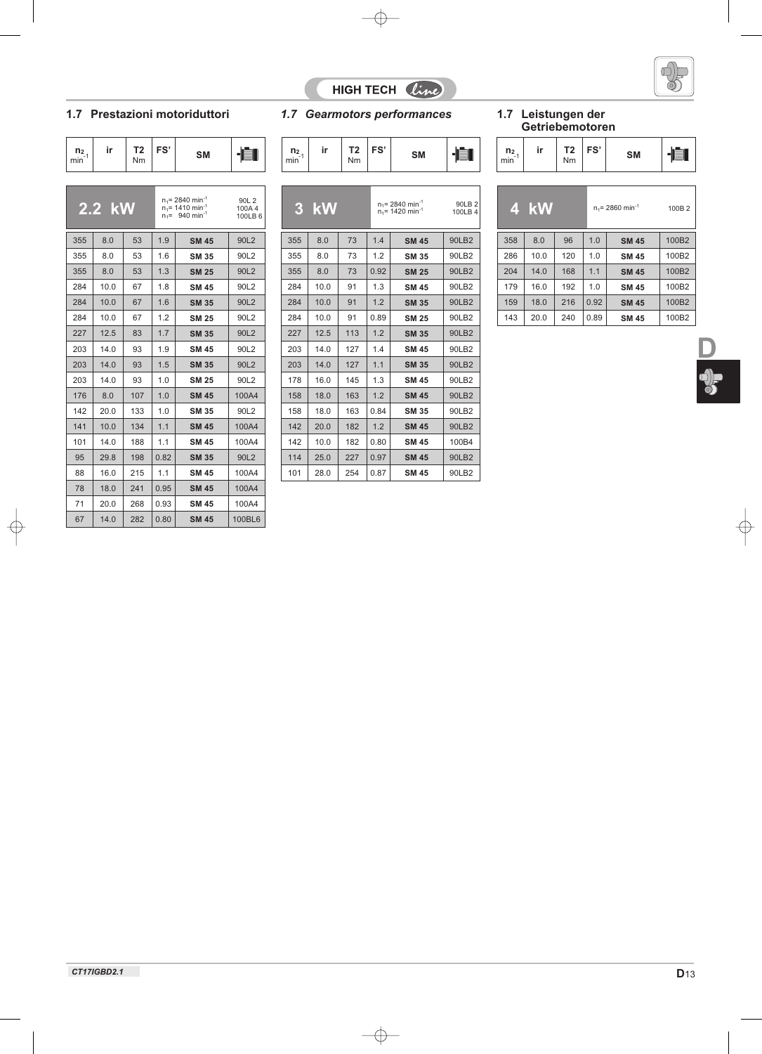## 1.7 Prestazioni motoriduttori

## *1.7 Gearmotors performances*

## 1.7 Leistungen der Getriebemotoren

| $n_2$ min$^{-1}$ | ir | T2 Nm | FS' | SM | |
|---|---|---|---|---|---|
| **2.2 kW** | | $n_1$= 2840 min$^{-1}$ $n_1$= 1410 min$^{-1}$ $n_1$= 940 min$^{-1}$ | | | 90L 2 100A 4 100LB 6 |
| 355 | 8.0 | 53 | 1.9 | **SM 45** | 90L2 |
| 355 | 8.0 | 53 | 1.6 | **SM 35** | 90L2 |
| 355 | 8.0 | 53 | 1.3 | **SM 25** | 90L2 |
| 284 | 10.0 | 67 | 1.8 | **SM 45** | 90L2 |
| 284 | 10.0 | 67 | 1.6 | **SM 35** | 90L2 |
| 284 | 10.0 | 67 | 1.2 | **SM 25** | 90L2 |
| 227 | 12.5 | 83 | 1.7 | **SM 35** | 90L2 |
| 203 | 14.0 | 93 | 1.9 | **SM 45** | 90L2 |
| 203 | 14.0 | 93 | 1.5 | **SM 35** | 90L2 |
| 203 | 14.0 | 93 | 1.0 | **SM 25** | 90L2 |
| 176 | 8.0 | 107 | 1.0 | **SM 45** | 100A4 |
| 142 | 20.0 | 133 | 1.0 | **SM 35** | 90L2 |
| 141 | 10.0 | 134 | 1.1 | **SM 45** | 100A4 |
| 101 | 14.0 | 188 | 1.1 | **SM 45** | 100A4 |
| 95 | 29.8 | 198 | 0.82 | **SM 35** | 90L2 |
| 88 | 16.0 | 215 | 1.1 | **SM 45** | 100A4 |
| 78 | 18.0 | 241 | 0.95 | **SM 45** | 100A4 |
| 71 | 20.0 | 268 | 0.93 | **SM 45** | 100A4 |
| 67 | 14.0 | 282 | 0.80 | **SM 45** | 100BL6 |

| $n_2$ min$^{-1}$ | ir | T2 Nm | FS' | SM | |
|---|---|---|---|---|---|
| **3 kW** | | $n_1$= 2840 min$^{-1}$ $n_1$= 1420 min$^{-1}$ | | | 90LB 2 100LB 4 |
| 355 | 8.0 | 73 | 1.4 | **SM 45** | 90LB2 |
| 355 | 8.0 | 73 | 1.2 | **SM 35** | 90LB2 |
| 355 | 8.0 | 73 | 0.92 | **SM 25** | 90LB2 |
| 284 | 10.0 | 91 | 1.3 | **SM 45** | 90LB2 |
| 284 | 10.0 | 91 | 1.2 | **SM 35** | 90LB2 |
| 284 | 10.0 | 91 | 0.89 | **SM 25** | 90LB2 |
| 227 | 12.5 | 113 | 1.2 | **SM 35** | 90LB2 |
| 203 | 14.0 | 127 | 1.4 | **SM 45** | 90LB2 |
| 203 | 14.0 | 127 | 1.1 | **SM 35** | 90LB2 |
| 178 | 16.0 | 145 | 1.3 | **SM 45** | 90LB2 |
| 158 | 18.0 | 163 | 1.2 | **SM 45** | 90LB2 |
| 158 | 18.0 | 163 | 0.84 | **SM 35** | 90LB2 |
| 142 | 20.0 | 182 | 1.2 | **SM 45** | 90LB2 |
| 142 | 10.0 | 182 | 0.80 | **SM 45** | 100B4 |
| 114 | 25.0 | 227 | 0.97 | **SM 45** | 90LB2 |
| 101 | 28.0 | 254 | 0.87 | **SM 45** | 90LB2 |

| $n_2$ min$^{-1}$ | ir | T2 Nm | FS' | SM | |
|---|---|---|---|---|---|
| **4 kW** | | $n_1$= 2860 min$^{-1}$ | | | 100B 2 |
| 358 | 8.0 | 96 | 1.0 | **SM 45** | 100B2 |
| 286 | 10.0 | 120 | 1.0 | **SM 45** | 100B2 |
| 204 | 14.0 | 168 | 1.1 | **SM 45** | 100B2 |
| 179 | 16.0 | 192 | 1.0 | **SM 45** | 100B2 |
| 159 | 18.0 | 216 | 0.92 | **SM 45** | 100B2 |
| 143 | 20.0 | 240 | 0.89 | **SM 45** | 100B2 |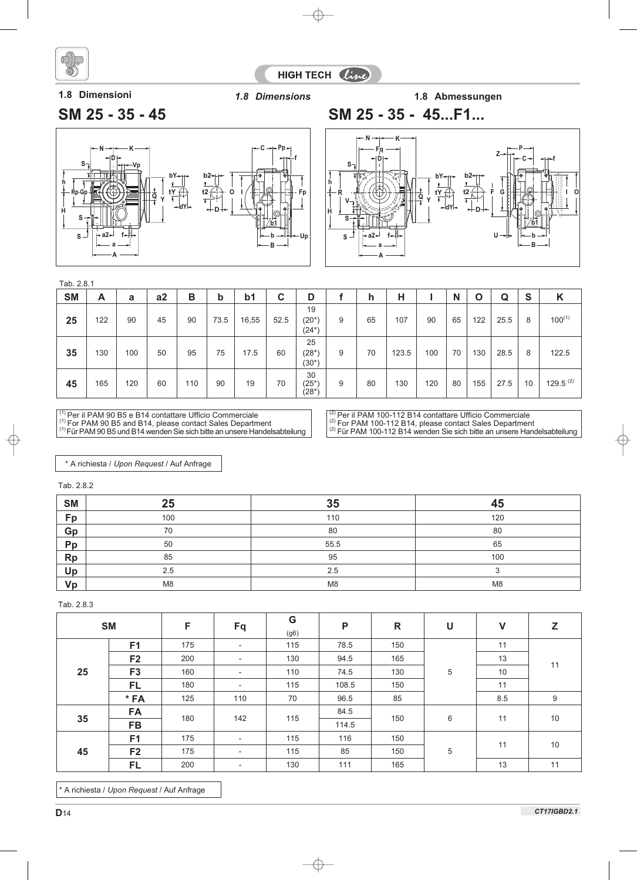## 1.8 Dimensioni / *1.8 Dimensions* / 1.8 Abmessungen

### SM 25 - 35 - 45

### SM 25 - 35 - 45...F1...

Tab. 2.8.1

| SM | A | a | a2 | B | b | b1 | C | D | f | h | H | I | N | O | Q | S | K |
|---|---|---|---|---|---|---|---|---|---|---|---|---|---|---|---|---|---|
| 25 | 122 | 90 | 45 | 90 | 73.5 | 16,55 | 52.5 | 19 (20*) (24*) | 9 | 65 | 107 | 90 | 65 | 122 | 25.5 | 8 | 100 (1) |
| 35 | 130 | 100 | 50 | 95 | 75 | 17.5 | 60 | 25 (28*) (30*) | 9 | 70 | 123.5 | 100 | 70 | 130 | 28.5 | 8 | 122.5 |
| 45 | 165 | 120 | 60 | 110 | 90 | 19 | 70 | 30 (25*) (28*) | 9 | 80 | 130 | 120 | 80 | 155 | 27.5 | 10 | 129.5 (2) |

(1) Per il PAM 90 B5 e B14 contattare Ufficio Commerciale
(1) *For PAM 90 B5 and B14, please contact Sales Department*
(1) Für PAM 90 B5 und B14 wenden Sie sich bitte an unsere Handelsabteilung

(2) Per il PAM 100-112 B14 contattare Ufficio Commerciale
(2) *For PAM 100-112 B14, please contact Sales Department*
(2) Für PAM 100-112 B14 wenden Sie sich bitte an unsere Handelsabteilung

\* A richiesta / *Upon Request* / Auf Anfrage

Tab. 2.8.2

| SM | 25 | 35 | 45 |
|---|---|---|---|
| Fp | 100 | 110 | 120 |
| Gp | 70 | 80 | 80 |
| Pp | 50 | 55.5 | 65 |
| Rp | 85 | 95 | 100 |
| Up | 2.5 | 2.5 | 3 |
| Vp | M8 | M8 | M8 |

Tab. 2.8.3

| SM | | F | Fq | G (g6) | P | R | U | V | Z |
|---|---|---|---|---|---|---|---|---|---|
| 25 | F1 | 175 | - | 115 | 78.5 | 150 | 5 | 11 | 11 |
| | F2 | 200 | - | 130 | 94.5 | 165 | | 13 | |
| | F3 | 160 | - | 110 | 74.5 | 130 | | 10 | |
| | FL | 180 | - | 115 | 108.5 | 150 | | 11 | |
| | * FA | 125 | 110 | 70 | 96.5 | 85 | | 8.5 | 9 |
| 35 | FA | 180 | 142 | 115 | 84.5 | 150 | 6 | 11 | 10 |
| | FB | | | | 114.5 | | | | |
| 45 | F1 | 175 | - | 115 | 116 | 150 | 5 | 11 | 10 |
| | F2 | 175 | - | 115 | 85 | 150 | | | |
| | FL | 200 | - | 130 | 111 | 165 | | 13 | 11 |

\* A richiesta / *Upon Request* / Auf Anfrage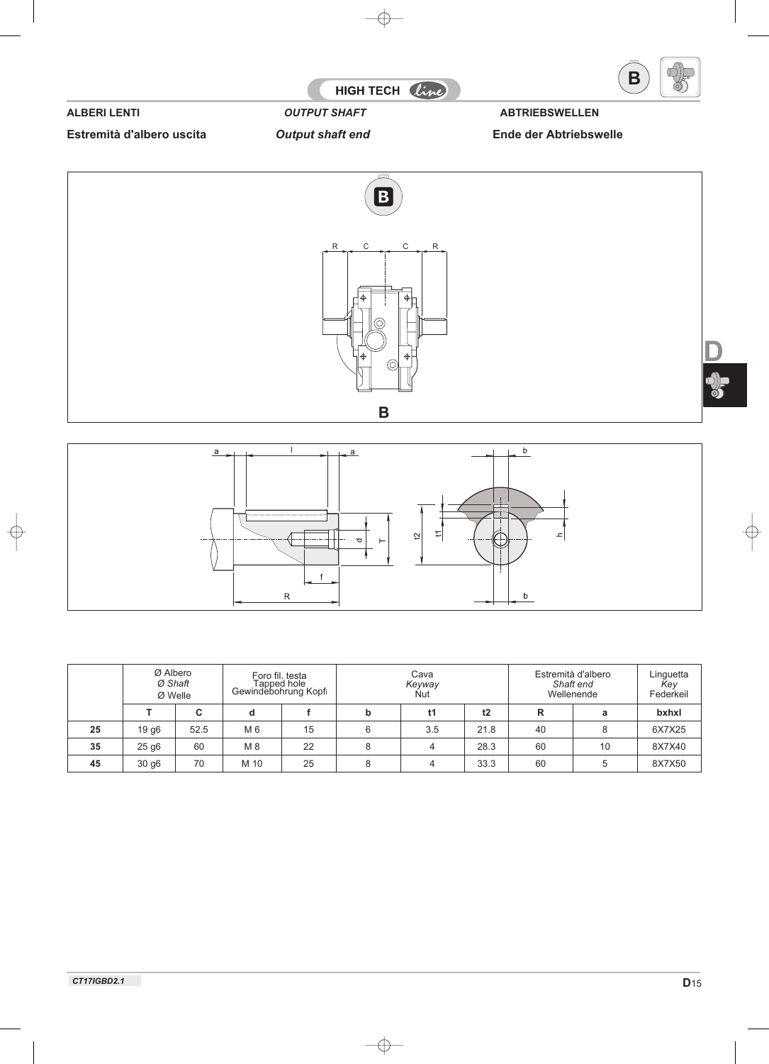**ALBERI LENTI** | ***OUTPUT SHAFT*** | **ABTRIEBSWELLEN**

**Estremità d'albero uscita** | ***Output shaft end*** | **Ende der Abtriebswelle**

|  | Ø Albero *Ø Shaft* Ø Welle |  | Foro fil. testa Tapped hole Gewindebohrung Kopf |  | Cava *Keyway* Nut |  |  | Estremità d'albero *Shaft end* Wellenende |  | Linguetta *Key* Federkeil |
|---|---|---|---|---|---|---|---|---|---|---|
|  | **T** | **C** | **d** | **f** | **b** | **t1** | **t2** | **R** | **a** | **bxhxl** |
| **25** | 19 g6 | 52.5 | M 6 | 15 | 6 | 3.5 | 21.8 | 40 | 8 | 6X7X25 |
| **35** | 25 g6 | 60 | M 8 | 22 | 8 | 4 | 28.3 | 60 | 10 | 8X7X40 |
| **45** | 30 g6 | 70 | M 10 | 25 | 8 | 4 | 33.3 | 60 | 5 | 8X7X50 |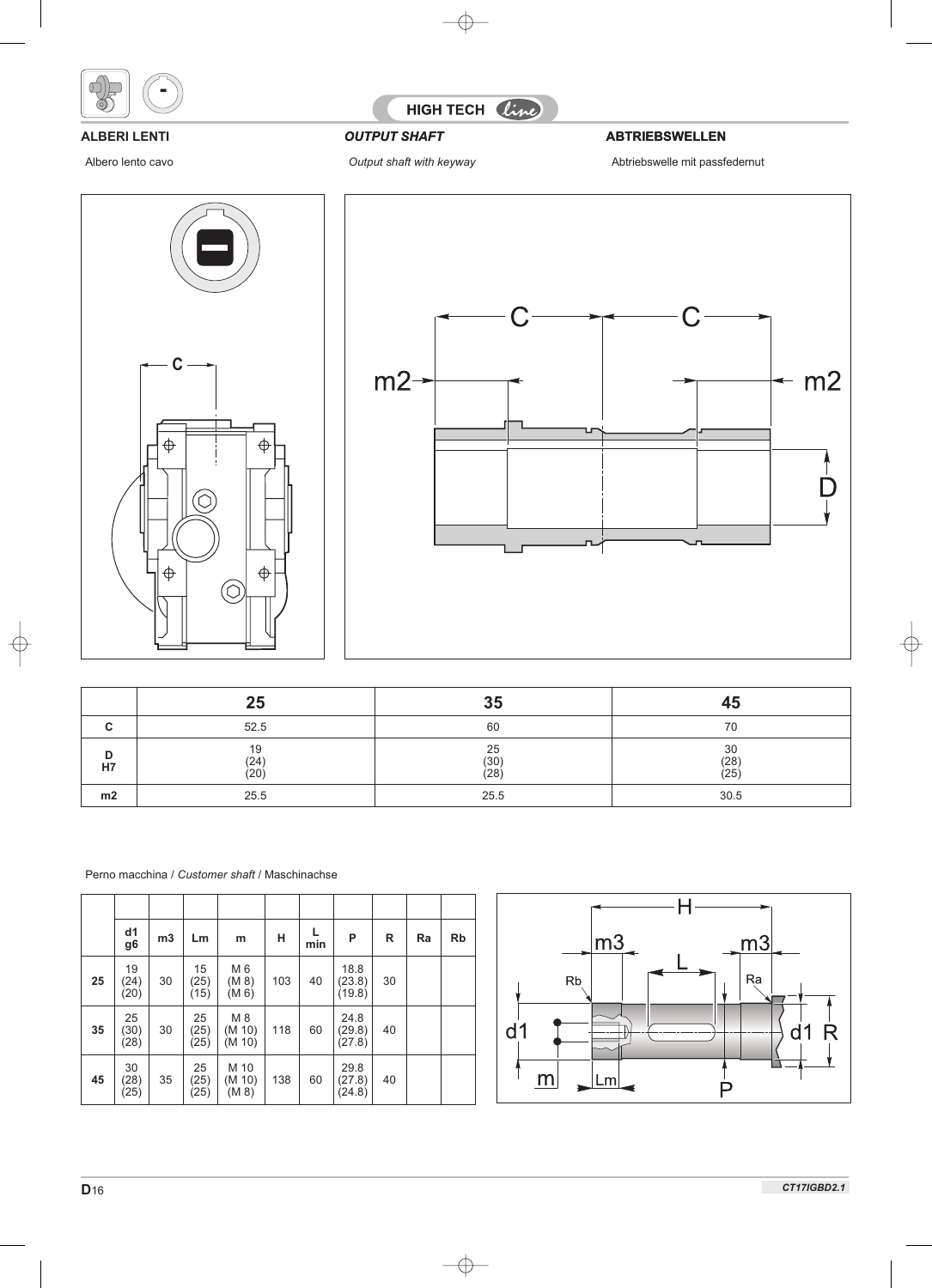HIGH TECH line

**ALBERI LENTI** — ***OUTPUT SHAFT*** — **ABTRIEBSWELLEN**

Albero lento cavo / *Output shaft with keyway* / Abtriebswelle mit passfedernut

| | 25 | 35 | 45 |
|---|---|---|---|
| **C** | 52.5 | 60 | 70 |
| **D H7** | 19 (24) (20) | 25 (30) (28) | 30 (28) (25) |
| **m2** | 25.5 | 25.5 | 30.5 |

Perno macchina / *Customer shaft* / Maschinachse

| | d1 g6 | m3 | Lm | m | H | L min | P | R | Ra | Rb |
|---|---|---|---|---|---|---|---|---|---|---|
| **25** | 19 (24) (20) | 30 | 15 (25) (15) | M 6 (M 8) (M 6) | 103 | 40 | 18.8 (23.8) (19.8) | 30 | | |
| **35** | 25 (30) (28) | 30 | 25 (25) (25) | M 8 (M 10) (M 10) | 118 | 60 | 24.8 (29.8) (27.8) | 40 | | |
| **45** | 30 (28) (25) | 35 | 25 (25) (25) | M 10 (M 10) (M 8) | 138 | 60 | 29.8 (27.8) (24.8) | 40 | | |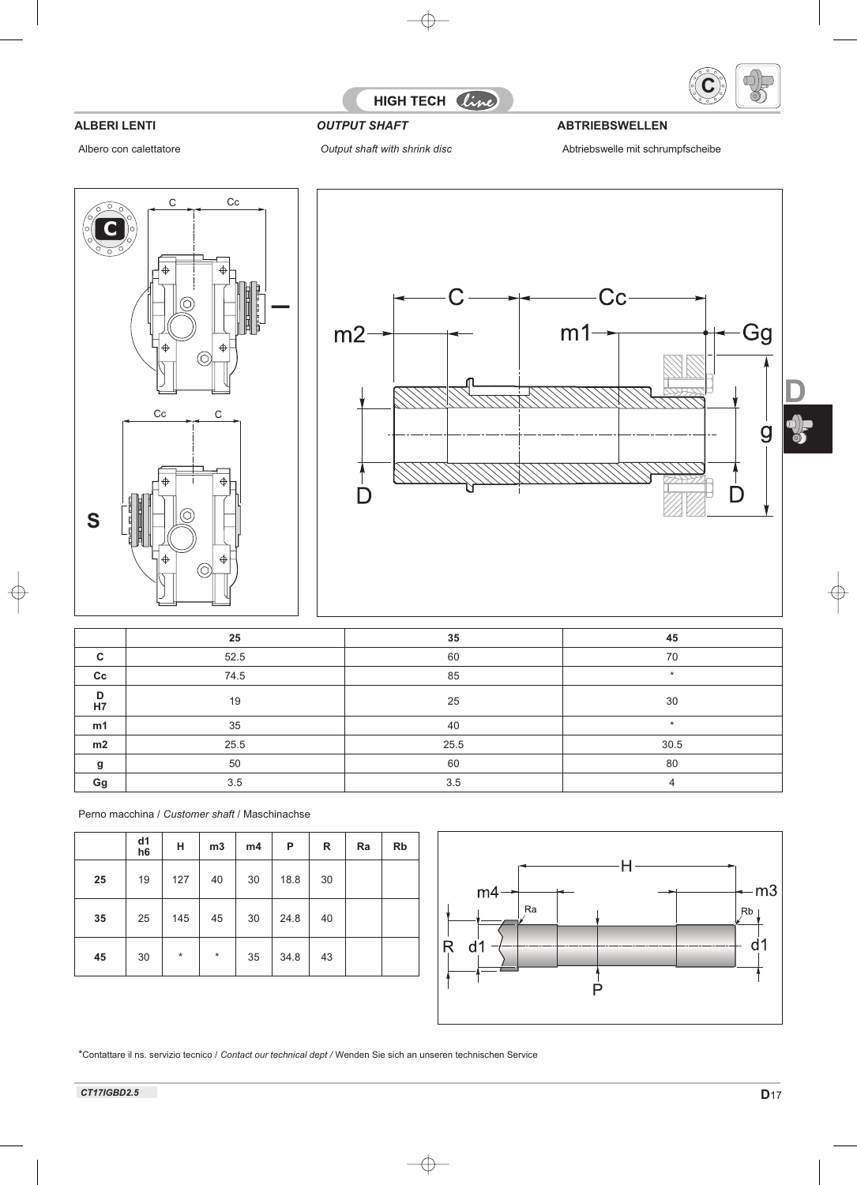HIGH TECH line

**ALBERI LENTI** — *OUTPUT SHAFT* — **ABTRIEBSWELLEN**

Albero con calettatore / *Output shaft with shrink disc* / Abtriebswelle mit schrumpfscheibe

| | 25 | 35 | 45 |
|---|---|---|---|
| **C** | 52.5 | 60 | 70 |
| **Cc** | 74.5 | 85 | * |
| **D H7** | 19 | 25 | 30 |
| **m1** | 35 | 40 | * |
| **m2** | 25.5 | 25.5 | 30.5 |
| **g** | 50 | 60 | 80 |
| **Gg** | 3.5 | 3.5 | 4 |

Perno macchina / *Customer shaft* / Maschinachse

| | d1 h6 | H | m3 | m4 | P | R | Ra | Rb |
|---|---|---|---|---|---|---|---|---|
| **25** | 19 | 127 | 40 | 30 | 18.8 | 30 | | |
| **35** | 25 | 145 | 45 | 30 | 24.8 | 40 | | |
| **45** | 30 | * | * | 35 | 34.8 | 43 | | |

*Contattare il ns. servizio tecnico / *Contact our technical dept /* Wenden Sie sich an unseren technischen Service

CT17IGBD2.5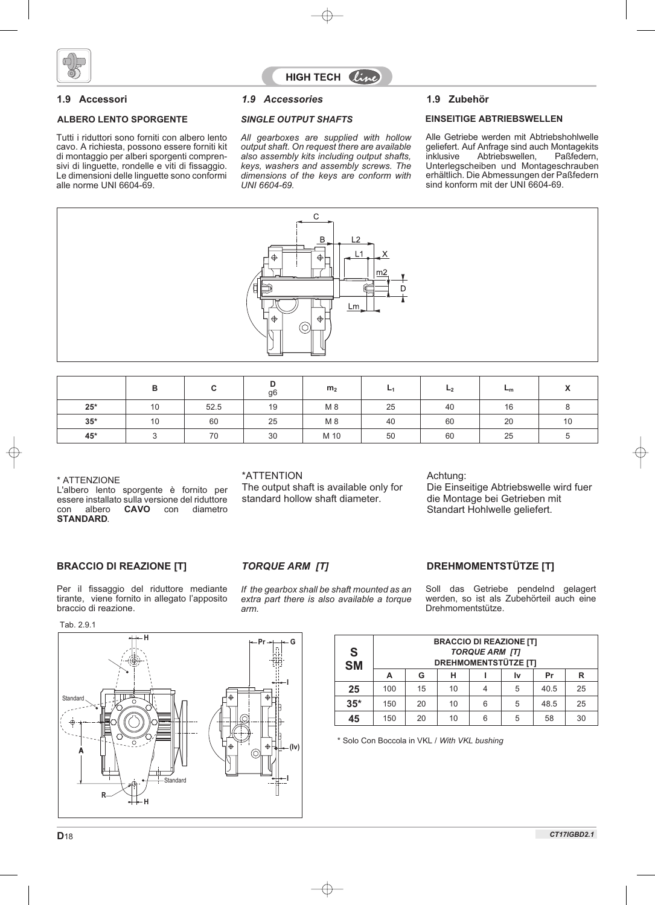## 1.9 Accessori

### ALBERO LENTO SPORGENTE

Tutti i riduttori sono forniti con albero lento cavo. A richiesta, possono essere forniti kit di montaggio per alberi sporgenti comprensivi di linguette, rondelle e viti di fissaggio. Le dimensioni delle linguette sono conformi alle norme UNI 6604-69.

## *1.9 Accessories*

### *SINGLE OUTPUT SHAFTS*

*All gearboxes are supplied with hollow output shaft. On request there are available also assembly kits including output shafts, keys, washers and assembly screws. The dimensions of the keys are conform with UNI 6604-69.*

## 1.9 Zubehör

### EINSEITIGE ABTRIEBSWELLEN

Alle Getriebe werden mit Abtriebshohlwelle geliefert. Auf Anfrage sind auch Montagekits inklusive Abtriebswellen, Paßfedern, Unterlegscheiben und Montageschrauben erhältlich. Die Abmessungen der Paßfedern sind konform mit der UNI 6604-69.

| | B | C | D g6 | $m_2$ | $L_1$ | $L_2$ | $L_m$ | X |
|---|---|---|---|---|---|---|---|---|
| 25* | 10 | 52.5 | 19 | M 8 | 25 | 40 | 16 | 8 |
| 35* | 10 | 60 | 25 | M 8 | 40 | 60 | 20 | 10 |
| 45* | 3 | 70 | 30 | M 10 | 50 | 60 | 25 | 5 |

\* ATTENZIONE
L'albero lento sporgente è fornito per essere installato sulla versione del riduttore con albero **CAVO** con diametro **STANDARD**.

*ATTENTION
The output shaft is available only for standard hollow shaft diameter.

Achtung:
Die Einseitige Abtriebswelle wird fuer die Montage bei Getrieben mit Standart Hohlwelle geliefert.

### BRACCIO DI REAZIONE [T]

Per il fissaggio del riduttore mediante tirante, viene fornito in allegato l'apposito braccio di reazione.

### *TORQUE ARM [T]*

*If the gearbox shall be shaft mounted as an extra part there is also available a torque arm.*

### DREHMOMENTSTÜTZE [T]

Soll das Getriebe pendelnd gelagert werden, so ist als Zubehörteil auch eine Drehmomentstütze.

Tab. 2.9.1

| S SM | BRACCIO DI REAZIONE [T] *TORQUE ARM [T]* DREHMOMENTSTÜTZE [T] | | | | | | |
|---|---|---|---|---|---|---|---|
| | A | G | H | I | Iv | Pr | R |
| 25 | 100 | 15 | 10 | 4 | 5 | 40.5 | 25 |
| 35* | 150 | 20 | 10 | 6 | 5 | 48.5 | 25 |
| 45 | 150 | 20 | 10 | 6 | 5 | 58 | 30 |

\* Solo Con Boccola in VKL / *With VKL bushing*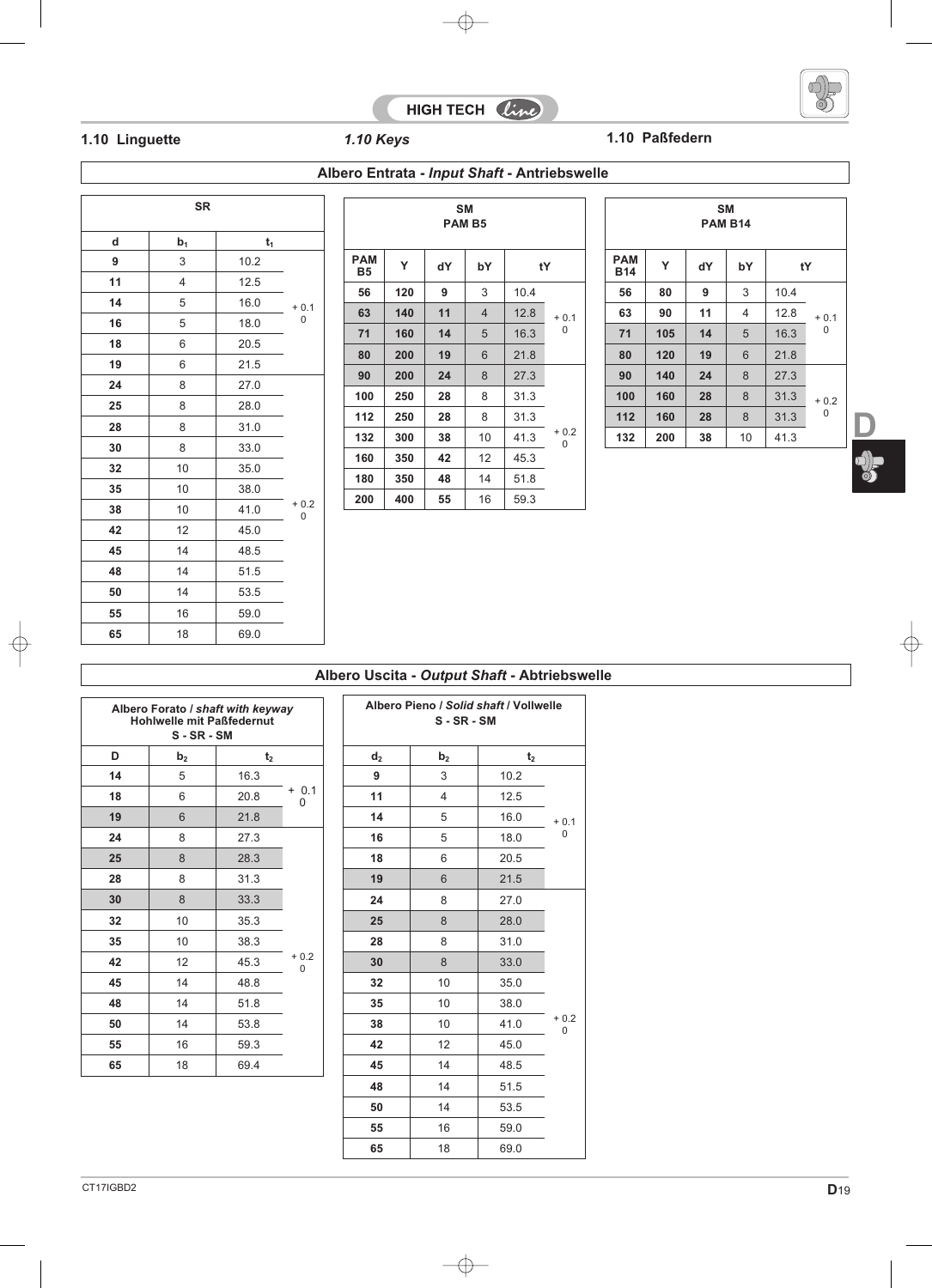## 1.10 Linguette — *1.10 Keys* — 1.10 Paßfedern

### Albero Entrata - *Input Shaft* - Antriebswelle

**SR**

| d | $b_1$ | $t_1$ | |
|---|---|---|---|
| 9 | 3 | 10.2 | + 0.1 / 0 |
| 11 | 4 | 12.5 | |
| 14 | 5 | 16.0 | |
| 16 | 5 | 18.0 | |
| 18 | 6 | 20.5 | |
| 19 | 6 | 21.5 | |
| 24 | 8 | 27.0 | + 0.2 / 0 |
| 25 | 8 | 28.0 | |
| 28 | 8 | 31.0 | |
| 30 | 8 | 33.0 | |
| 32 | 10 | 35.0 | |
| 35 | 10 | 38.0 | |
| 38 | 10 | 41.0 | |
| 42 | 12 | 45.0 | |
| 45 | 14 | 48.5 | |
| 48 | 14 | 51.5 | |
| 50 | 14 | 53.5 | |
| 55 | 16 | 59.0 | |
| 65 | 18 | 69.0 | |

**SM PAM B5**

| PAM B5 | Y | dY | bY | tY | |
|---|---|---|---|---|---|
| 56 | 120 | 9 | 3 | 10.4 | + 0.1 / 0 |
| 63 | 140 | 11 | 4 | 12.8 | |
| 71 | 160 | 14 | 5 | 16.3 | |
| 80 | 200 | 19 | 6 | 21.8 | |
| 90 | 200 | 24 | 8 | 27.3 | + 0.2 / 0 |
| 100 | 250 | 28 | 8 | 31.3 | |
| 112 | 250 | 28 | 8 | 31.3 | |
| 132 | 300 | 38 | 10 | 41.3 | |
| 160 | 350 | 42 | 12 | 45.3 | |
| 180 | 350 | 48 | 14 | 51.8 | |
| 200 | 400 | 55 | 16 | 59.3 | |

**SM PAM B14**

| PAM B14 | Y | dY | bY | tY | |
|---|---|---|---|---|---|
| 56 | 80 | 9 | 3 | 10.4 | + 0.1 / 0 |
| 63 | 90 | 11 | 4 | 12.8 | |
| 71 | 105 | 14 | 5 | 16.3 | |
| 80 | 120 | 19 | 6 | 21.8 | |
| 90 | 140 | 24 | 8 | 27.3 | + 0.2 / 0 |
| 100 | 160 | 28 | 8 | 31.3 | |
| 112 | 160 | 28 | 8 | 31.3 | |
| 132 | 200 | 38 | 10 | 41.3 | |

### Albero Uscita - *Output Shaft* - Abtriebswelle

**Albero Forato / *shaft with keyway* Hohlwelle mit Paßfedernut S - SR - SM**

| D | $b_2$ | $t_2$ | |
|---|---|---|---|
| 14 | 5 | 16.3 | + 0.1 / 0 |
| 18 | 6 | 20.8 | |
| 19 | 6 | 21.8 | |
| 24 | 8 | 27.3 | + 0.2 / 0 |
| 25 | 8 | 28.3 | |
| 28 | 8 | 31.3 | |
| 30 | 8 | 33.3 | |
| 32 | 10 | 35.3 | |
| 35 | 10 | 38.3 | |
| 42 | 12 | 45.3 | |
| 45 | 14 | 48.8 | |
| 48 | 14 | 51.8 | |
| 50 | 14 | 53.8 | |
| 55 | 16 | 59.3 | |
| 65 | 18 | 69.4 | |

**Albero Pieno / *Solid shaft* / Vollwelle S - SR - SM**

| $d_2$ | $b_2$ | $t_2$ | |
|---|---|---|---|
| 9 | 3 | 10.2 | + 0.1 / 0 |
| 11 | 4 | 12.5 | |
| 14 | 5 | 16.0 | |
| 16 | 5 | 18.0 | |
| 18 | 6 | 20.5 | |
| 19 | 6 | 21.5 | |
| 24 | 8 | 27.0 | + 0.2 / 0 |
| 25 | 8 | 28.0 | |
| 28 | 8 | 31.0 | |
| 30 | 8 | 33.0 | |
| 32 | 10 | 35.0 | |
| 35 | 10 | 38.0 | |
| 38 | 10 | 41.0 | |
| 42 | 12 | 45.0 | |
| 45 | 14 | 48.5 | |
| 48 | 14 | 51.5 | |
| 50 | 14 | 53.5 | |
| 55 | 16 | 59.0 | |
| 65 | 18 | 69.0 | |